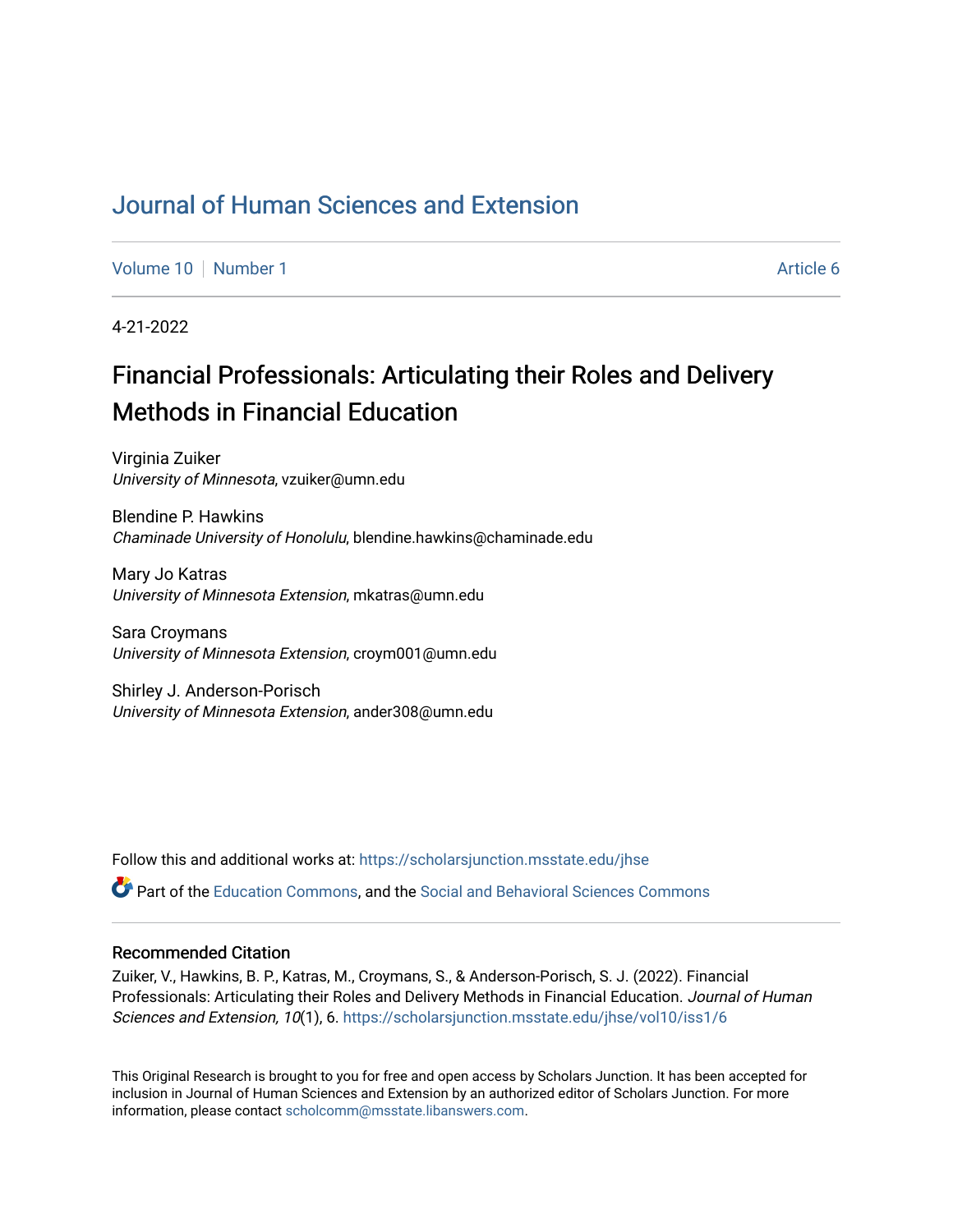# Journal of Human Sciences and Extension

Volume 10 | Number 1 Article 6

4-21-2022

## Financial Professionals: Articulating their Roles and Delivery Methods in Financial Education

Virginia Zuiker
*University of Minnesota*, vzuiker@umn.edu

Blendine P. Hawkins
*Chaminade University of Honolulu*, blendine.hawkins@chaminade.edu

Mary Jo Katras
*University of Minnesota Extension*, mkatras@umn.edu

Sara Croymans
*University of Minnesota Extension*, croym001@umn.edu

Shirley J. Anderson-Porisch
*University of Minnesota Extension*, ander308@umn.edu

Follow this and additional works at: https://scholarsjunction.msstate.edu/jhse

Part of the Education Commons, and the Social and Behavioral Sciences Commons

### Recommended Citation

Zuiker, V., Hawkins, B. P., Katras, M., Croymans, S., & Anderson-Porisch, S. J. (2022). Financial Professionals: Articulating their Roles and Delivery Methods in Financial Education. *Journal of Human Sciences and Extension, 10*(1), 6. https://scholarsjunction.msstate.edu/jhse/vol10/iss1/6

This Original Research is brought to you for free and open access by Scholars Junction. It has been accepted for inclusion in Journal of Human Sciences and Extension by an authorized editor of Scholars Junction. For more information, please contact scholcomm@msstate.libanswers.com.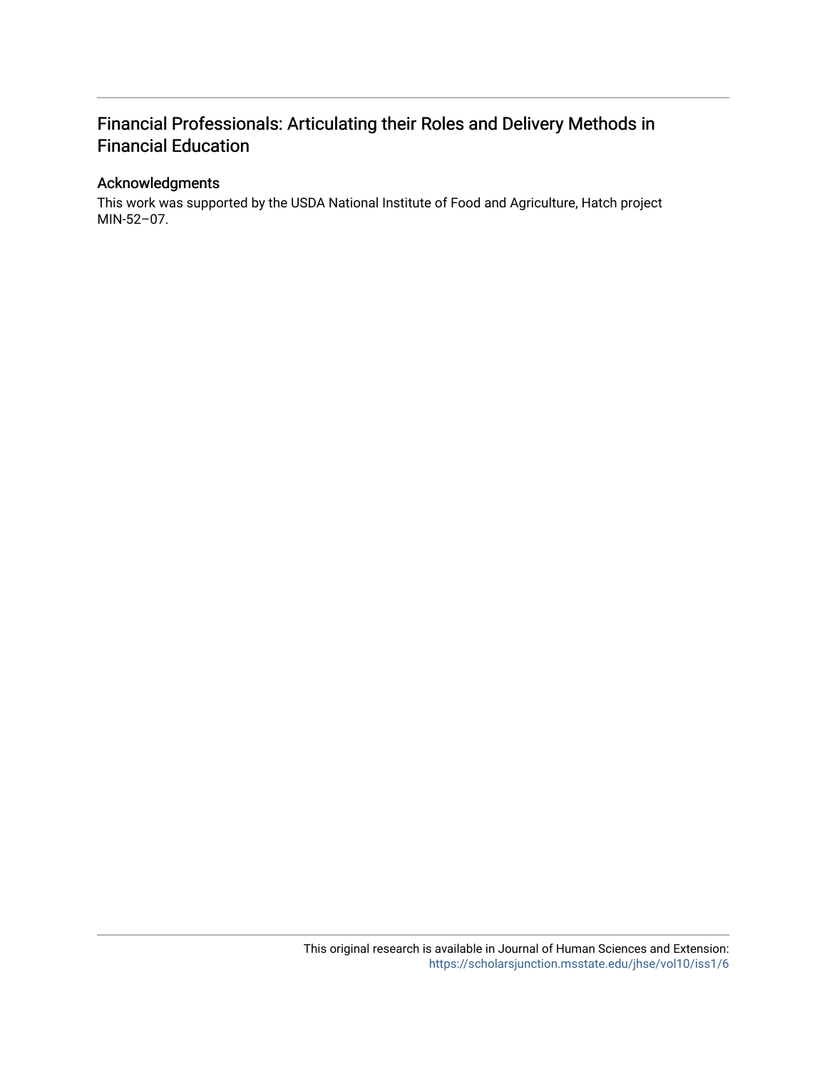# Financial Professionals: Articulating their Roles and Delivery Methods in Financial Education

## Acknowledgments

This work was supported by the USDA National Institute of Food and Agriculture, Hatch project MIN-52–07.

This original research is available in Journal of Human Sciences and Extension: https://scholarsjunction.msstate.edu/jhse/vol10/iss1/6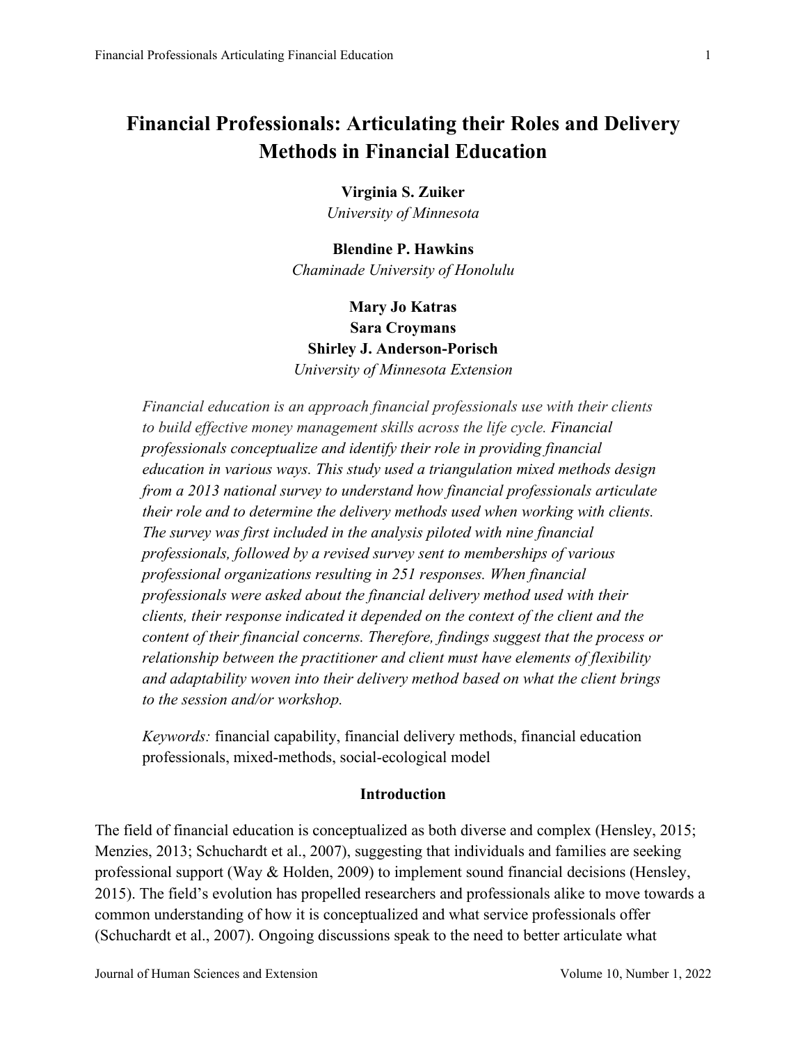# Financial Professionals: Articulating their Roles and Delivery Methods in Financial Education

**Virginia S. Zuiker**
*University of Minnesota*

**Blendine P. Hawkins**
*Chaminade University of Honolulu*

**Mary Jo Katras**
**Sara Croymans**
**Shirley J. Anderson-Porisch**
*University of Minnesota Extension*

*Financial education is an approach financial professionals use with their clients to build effective money management skills across the life cycle. Financial professionals conceptualize and identify their role in providing financial education in various ways. This study used a triangulation mixed methods design from a 2013 national survey to understand how financial professionals articulate their role and to determine the delivery methods used when working with clients. The survey was first included in the analysis piloted with nine financial professionals, followed by a revised survey sent to memberships of various professional organizations resulting in 251 responses. When financial professionals were asked about the financial delivery method used with their clients, their response indicated it depended on the context of the client and the content of their financial concerns. Therefore, findings suggest that the process or relationship between the practitioner and client must have elements of flexibility and adaptability woven into their delivery method based on what the client brings to the session and/or workshop.*

*Keywords:* financial capability, financial delivery methods, financial education professionals, mixed-methods, social-ecological model

## Introduction

The field of financial education is conceptualized as both diverse and complex (Hensley, 2015; Menzies, 2013; Schuchardt et al., 2007), suggesting that individuals and families are seeking professional support (Way & Holden, 2009) to implement sound financial decisions (Hensley, 2015). The field's evolution has propelled researchers and professionals alike to move towards a common understanding of how it is conceptualized and what service professionals offer (Schuchardt et al., 2007). Ongoing discussions speak to the need to better articulate what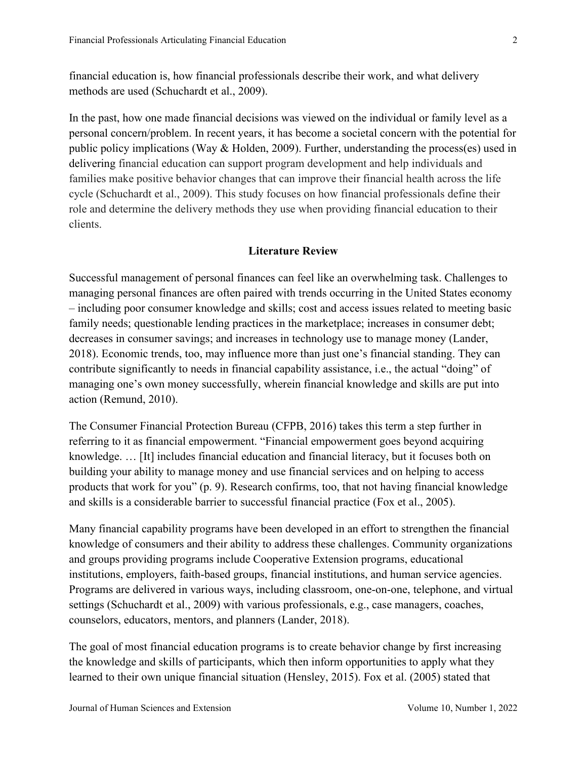financial education is, how financial professionals describe their work, and what delivery methods are used (Schuchardt et al., 2009).

In the past, how one made financial decisions was viewed on the individual or family level as a personal concern/problem. In recent years, it has become a societal concern with the potential for public policy implications (Way & Holden, 2009). Further, understanding the process(es) used in delivering financial education can support program development and help individuals and families make positive behavior changes that can improve their financial health across the life cycle (Schuchardt et al., 2009). This study focuses on how financial professionals define their role and determine the delivery methods they use when providing financial education to their clients.

## Literature Review

Successful management of personal finances can feel like an overwhelming task. Challenges to managing personal finances are often paired with trends occurring in the United States economy – including poor consumer knowledge and skills; cost and access issues related to meeting basic family needs; questionable lending practices in the marketplace; increases in consumer debt; decreases in consumer savings; and increases in technology use to manage money (Lander, 2018). Economic trends, too, may influence more than just one's financial standing. They can contribute significantly to needs in financial capability assistance, i.e., the actual "doing" of managing one's own money successfully, wherein financial knowledge and skills are put into action (Remund, 2010).

The Consumer Financial Protection Bureau (CFPB, 2016) takes this term a step further in referring to it as financial empowerment. "Financial empowerment goes beyond acquiring knowledge. … [It] includes financial education and financial literacy, but it focuses both on building your ability to manage money and use financial services and on helping to access products that work for you" (p. 9). Research confirms, too, that not having financial knowledge and skills is a considerable barrier to successful financial practice (Fox et al., 2005).

Many financial capability programs have been developed in an effort to strengthen the financial knowledge of consumers and their ability to address these challenges. Community organizations and groups providing programs include Cooperative Extension programs, educational institutions, employers, faith-based groups, financial institutions, and human service agencies. Programs are delivered in various ways, including classroom, one-on-one, telephone, and virtual settings (Schuchardt et al., 2009) with various professionals, e.g., case managers, coaches, counselors, educators, mentors, and planners (Lander, 2018).

The goal of most financial education programs is to create behavior change by first increasing the knowledge and skills of participants, which then inform opportunities to apply what they learned to their own unique financial situation (Hensley, 2015). Fox et al. (2005) stated that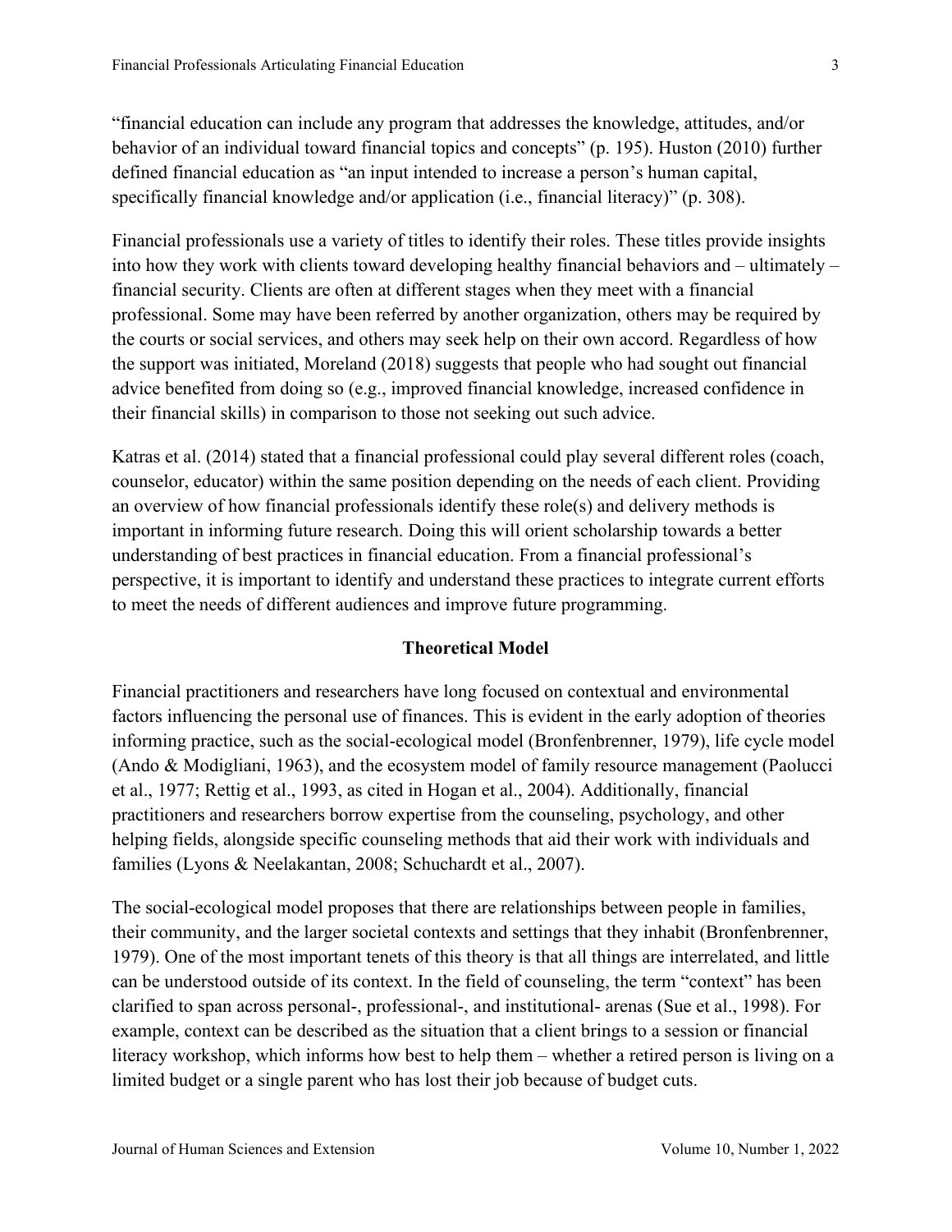"financial education can include any program that addresses the knowledge, attitudes, and/or behavior of an individual toward financial topics and concepts" (p. 195). Huston (2010) further defined financial education as "an input intended to increase a person's human capital, specifically financial knowledge and/or application (i.e., financial literacy)" (p. 308).

Financial professionals use a variety of titles to identify their roles. These titles provide insights into how they work with clients toward developing healthy financial behaviors and – ultimately – financial security. Clients are often at different stages when they meet with a financial professional. Some may have been referred by another organization, others may be required by the courts or social services, and others may seek help on their own accord. Regardless of how the support was initiated, Moreland (2018) suggests that people who had sought out financial advice benefited from doing so (e.g., improved financial knowledge, increased confidence in their financial skills) in comparison to those not seeking out such advice.

Katras et al. (2014) stated that a financial professional could play several different roles (coach, counselor, educator) within the same position depending on the needs of each client. Providing an overview of how financial professionals identify these role(s) and delivery methods is important in informing future research. Doing this will orient scholarship towards a better understanding of best practices in financial education. From a financial professional's perspective, it is important to identify and understand these practices to integrate current efforts to meet the needs of different audiences and improve future programming.

## Theoretical Model

Financial practitioners and researchers have long focused on contextual and environmental factors influencing the personal use of finances. This is evident in the early adoption of theories informing practice, such as the social-ecological model (Bronfenbrenner, 1979), life cycle model (Ando & Modigliani, 1963), and the ecosystem model of family resource management (Paolucci et al., 1977; Rettig et al., 1993, as cited in Hogan et al., 2004). Additionally, financial practitioners and researchers borrow expertise from the counseling, psychology, and other helping fields, alongside specific counseling methods that aid their work with individuals and families (Lyons & Neelakantan, 2008; Schuchardt et al., 2007).

The social-ecological model proposes that there are relationships between people in families, their community, and the larger societal contexts and settings that they inhabit (Bronfenbrenner, 1979). One of the most important tenets of this theory is that all things are interrelated, and little can be understood outside of its context. In the field of counseling, the term "context" has been clarified to span across personal-, professional-, and institutional- arenas (Sue et al., 1998). For example, context can be described as the situation that a client brings to a session or financial literacy workshop, which informs how best to help them – whether a retired person is living on a limited budget or a single parent who has lost their job because of budget cuts.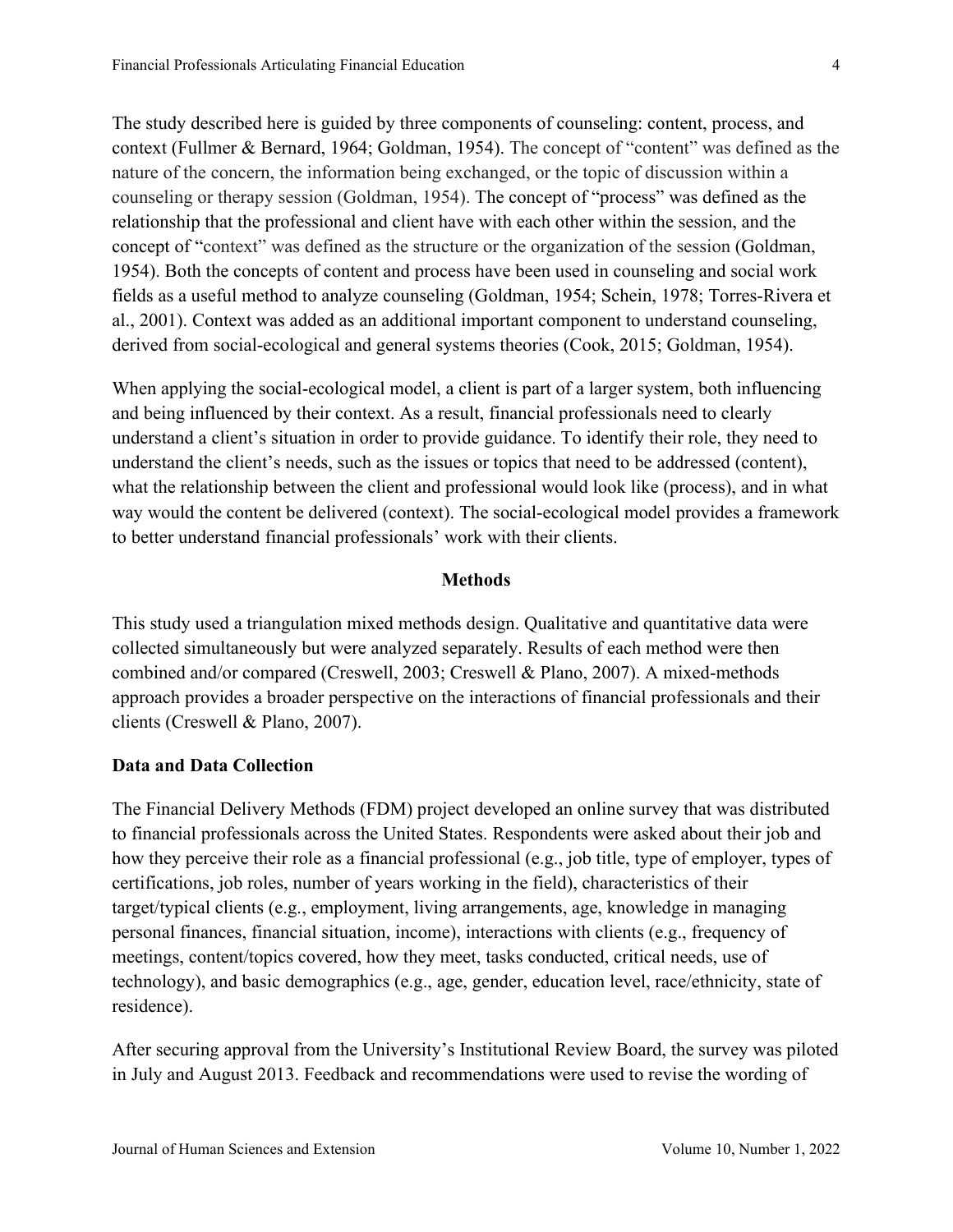The study described here is guided by three components of counseling: content, process, and context (Fullmer & Bernard, 1964; Goldman, 1954). The concept of "content" was defined as the nature of the concern, the information being exchanged, or the topic of discussion within a counseling or therapy session (Goldman, 1954). The concept of "process" was defined as the relationship that the professional and client have with each other within the session, and the concept of "context" was defined as the structure or the organization of the session (Goldman, 1954). Both the concepts of content and process have been used in counseling and social work fields as a useful method to analyze counseling (Goldman, 1954; Schein, 1978; Torres-Rivera et al., 2001). Context was added as an additional important component to understand counseling, derived from social-ecological and general systems theories (Cook, 2015; Goldman, 1954).

When applying the social-ecological model, a client is part of a larger system, both influencing and being influenced by their context. As a result, financial professionals need to clearly understand a client's situation in order to provide guidance. To identify their role, they need to understand the client's needs, such as the issues or topics that need to be addressed (content), what the relationship between the client and professional would look like (process), and in what way would the content be delivered (context). The social-ecological model provides a framework to better understand financial professionals' work with their clients.

## Methods

This study used a triangulation mixed methods design. Qualitative and quantitative data were collected simultaneously but were analyzed separately. Results of each method were then combined and/or compared (Creswell, 2003; Creswell & Plano, 2007). A mixed-methods approach provides a broader perspective on the interactions of financial professionals and their clients (Creswell & Plano, 2007).

### Data and Data Collection

The Financial Delivery Methods (FDM) project developed an online survey that was distributed to financial professionals across the United States. Respondents were asked about their job and how they perceive their role as a financial professional (e.g., job title, type of employer, types of certifications, job roles, number of years working in the field), characteristics of their target/typical clients (e.g., employment, living arrangements, age, knowledge in managing personal finances, financial situation, income), interactions with clients (e.g., frequency of meetings, content/topics covered, how they meet, tasks conducted, critical needs, use of technology), and basic demographics (e.g., age, gender, education level, race/ethnicity, state of residence).

After securing approval from the University's Institutional Review Board, the survey was piloted in July and August 2013. Feedback and recommendations were used to revise the wording of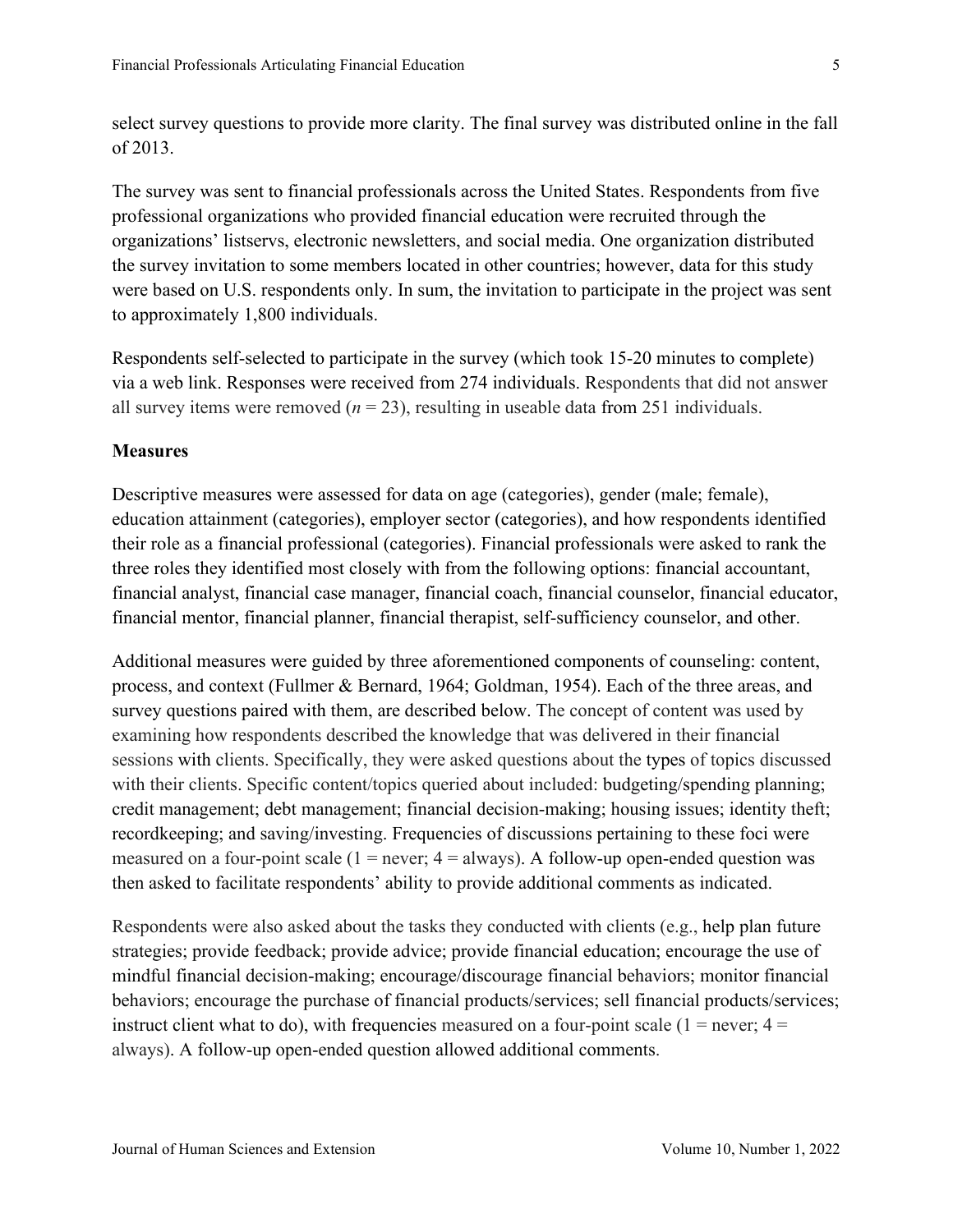select survey questions to provide more clarity. The final survey was distributed online in the fall of 2013.

The survey was sent to financial professionals across the United States. Respondents from five professional organizations who provided financial education were recruited through the organizations' listservs, electronic newsletters, and social media. One organization distributed the survey invitation to some members located in other countries; however, data for this study were based on U.S. respondents only. In sum, the invitation to participate in the project was sent to approximately 1,800 individuals.

Respondents self-selected to participate in the survey (which took 15-20 minutes to complete) via a web link. Responses were received from 274 individuals. Respondents that did not answer all survey items were removed ($n$ = 23), resulting in useable data from 251 individuals.

**Measures**

Descriptive measures were assessed for data on age (categories), gender (male; female), education attainment (categories), employer sector (categories), and how respondents identified their role as a financial professional (categories). Financial professionals were asked to rank the three roles they identified most closely with from the following options: financial accountant, financial analyst, financial case manager, financial coach, financial counselor, financial educator, financial mentor, financial planner, financial therapist, self-sufficiency counselor, and other.

Additional measures were guided by three aforementioned components of counseling: content, process, and context (Fullmer & Bernard, 1964; Goldman, 1954). Each of the three areas, and survey questions paired with them, are described below. The concept of content was used by examining how respondents described the knowledge that was delivered in their financial sessions with clients. Specifically, they were asked questions about the types of topics discussed with their clients. Specific content/topics queried about included: budgeting/spending planning; credit management; debt management; financial decision-making; housing issues; identity theft; recordkeeping; and saving/investing. Frequencies of discussions pertaining to these foci were measured on a four-point scale (1 = never; 4 = always). A follow-up open-ended question was then asked to facilitate respondents' ability to provide additional comments as indicated.

Respondents were also asked about the tasks they conducted with clients (e.g., help plan future strategies; provide feedback; provide advice; provide financial education; encourage the use of mindful financial decision-making; encourage/discourage financial behaviors; monitor financial behaviors; encourage the purchase of financial products/services; sell financial products/services; instruct client what to do), with frequencies measured on a four-point scale (1 = never; 4 = always). A follow-up open-ended question allowed additional comments.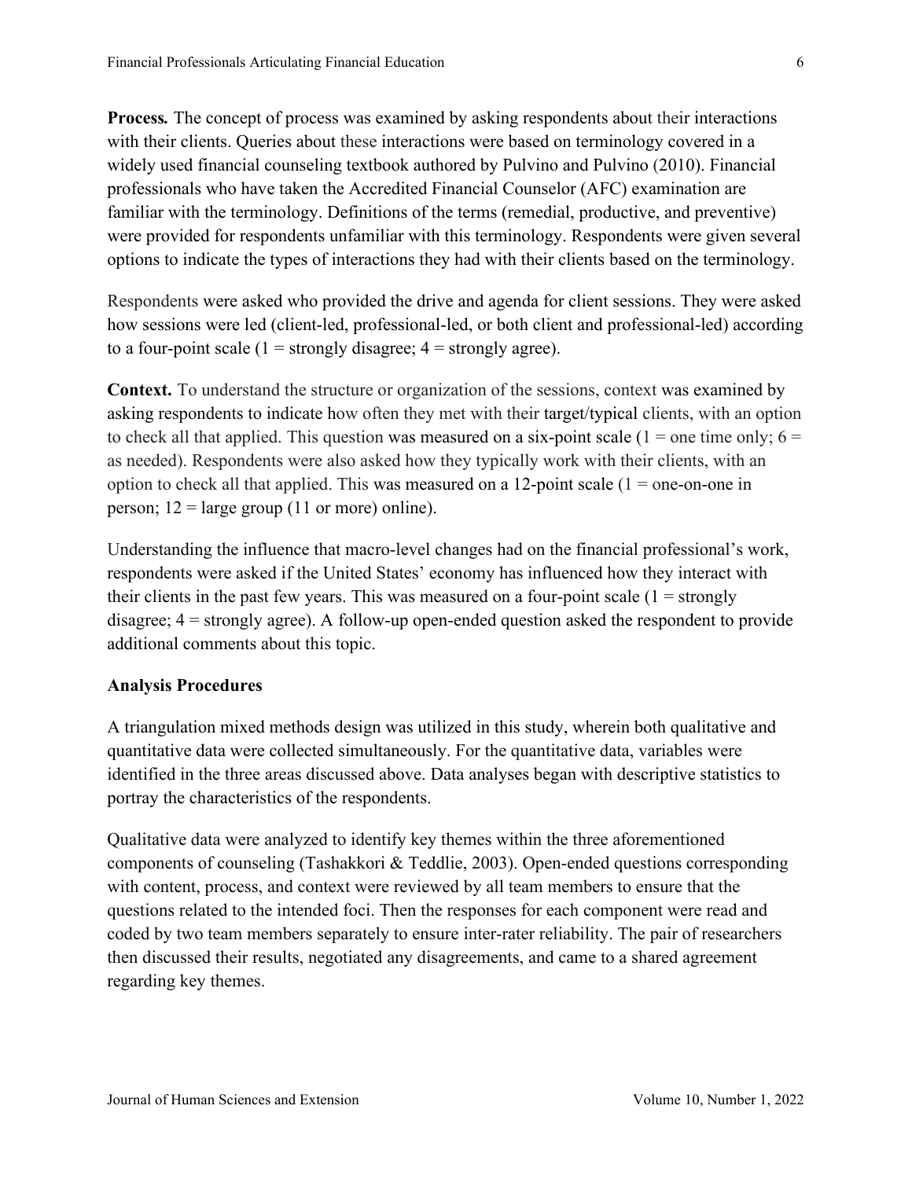**Process.** The concept of process was examined by asking respondents about their interactions with their clients. Queries about these interactions were based on terminology covered in a widely used financial counseling textbook authored by Pulvino and Pulvino (2010). Financial professionals who have taken the Accredited Financial Counselor (AFC) examination are familiar with the terminology. Definitions of the terms (remedial, productive, and preventive) were provided for respondents unfamiliar with this terminology. Respondents were given several options to indicate the types of interactions they had with their clients based on the terminology.

Respondents were asked who provided the drive and agenda for client sessions. They were asked how sessions were led (client-led, professional-led, or both client and professional-led) according to a four-point scale (1 = strongly disagree; 4 = strongly agree).

**Context.** To understand the structure or organization of the sessions, context was examined by asking respondents to indicate how often they met with their target/typical clients, with an option to check all that applied. This question was measured on a six-point scale (1 = one time only; 6 = as needed). Respondents were also asked how they typically work with their clients, with an option to check all that applied. This was measured on a 12-point scale (1 = one-on-one in person; 12 = large group (11 or more) online).

Understanding the influence that macro-level changes had on the financial professional's work, respondents were asked if the United States' economy has influenced how they interact with their clients in the past few years. This was measured on a four-point scale (1 = strongly disagree; 4 = strongly agree). A follow-up open-ended question asked the respondent to provide additional comments about this topic.

### Analysis Procedures

A triangulation mixed methods design was utilized in this study, wherein both qualitative and quantitative data were collected simultaneously. For the quantitative data, variables were identified in the three areas discussed above. Data analyses began with descriptive statistics to portray the characteristics of the respondents.

Qualitative data were analyzed to identify key themes within the three aforementioned components of counseling (Tashakkori & Teddlie, 2003). Open-ended questions corresponding with content, process, and context were reviewed by all team members to ensure that the questions related to the intended foci. Then the responses for each component were read and coded by two team members separately to ensure inter-rater reliability. The pair of researchers then discussed their results, negotiated any disagreements, and came to a shared agreement regarding key themes.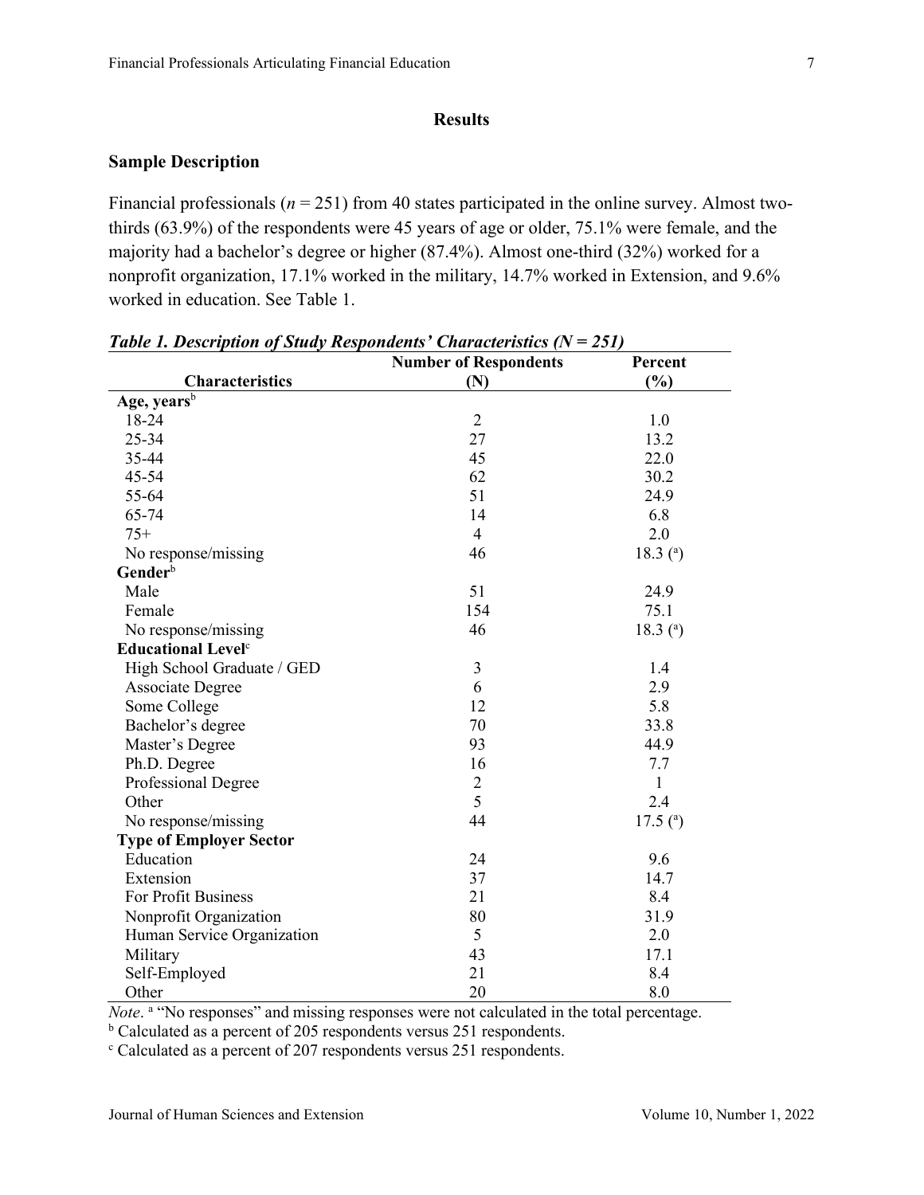## Results

### Sample Description

Financial professionals ($n = 251$) from 40 states participated in the online survey. Almost two-thirds (63.9%) of the respondents were 45 years of age or older, 75.1% were female, and the majority had a bachelor's degree or higher (87.4%). Almost one-third (32%) worked for a nonprofit organization, 17.1% worked in the military, 14.7% worked in Extension, and 9.6% worked in education. See Table 1.

***Table 1. Description of Study Respondents' Characteristics (N = 251)***

| Characteristics | Number of Respondents (N) | Percent (%) |
|---|---|---|
| **Age, years**[b] | | |
| 18-24 | 2 | 1.0 |
| 25-34 | 27 | 13.2 |
| 35-44 | 45 | 22.0 |
| 45-54 | 62 | 30.2 |
| 55-64 | 51 | 24.9 |
| 65-74 | 14 | 6.8 |
| 75+ | 4 | 2.0 |
| No response/missing | 46 | 18.3 ([a]) |
| **Gender**[b] | | |
| Male | 51 | 24.9 |
| Female | 154 | 75.1 |
| No response/missing | 46 | 18.3 ([a]) |
| **Educational Level**[c] | | |
| High School Graduate / GED | 3 | 1.4 |
| Associate Degree | 6 | 2.9 |
| Some College | 12 | 5.8 |
| Bachelor's degree | 70 | 33.8 |
| Master's Degree | 93 | 44.9 |
| Ph.D. Degree | 16 | 7.7 |
| Professional Degree | 2 | 1 |
| Other | 5 | 2.4 |
| No response/missing | 44 | 17.5 ([a]) |
| **Type of Employer Sector** | | |
| Education | 24 | 9.6 |
| Extension | 37 | 14.7 |
| For Profit Business | 21 | 8.4 |
| Nonprofit Organization | 80 | 31.9 |
| Human Service Organization | 5 | 2.0 |
| Military | 43 | 17.1 |
| Self-Employed | 21 | 8.4 |
| Other | 20 | 8.0 |

*Note*. [a] "No responses" and missing responses were not calculated in the total percentage.
[b] Calculated as a percent of 205 respondents versus 251 respondents.
[c] Calculated as a percent of 207 respondents versus 251 respondents.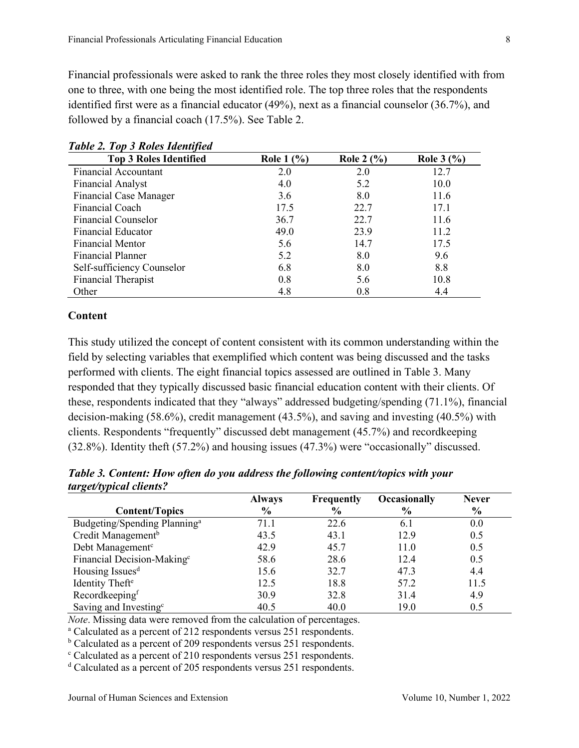Financial professionals were asked to rank the three roles they most closely identified with from one to three, with one being the most identified role. The top three roles that the respondents identified first were as a financial educator (49%), next as a financial counselor (36.7%), and followed by a financial coach (17.5%). See Table 2.

***Table 2. Top 3 Roles Identified***

| Top 3 Roles Identified | Role 1 (%) | Role 2 (%) | Role 3 (%) |
|---|---|---|---|
| Financial Accountant | 2.0 | 2.0 | 12.7 |
| Financial Analyst | 4.0 | 5.2 | 10.0 |
| Financial Case Manager | 3.6 | 8.0 | 11.6 |
| Financial Coach | 17.5 | 22.7 | 17.1 |
| Financial Counselor | 36.7 | 22.7 | 11.6 |
| Financial Educator | 49.0 | 23.9 | 11.2 |
| Financial Mentor | 5.6 | 14.7 | 17.5 |
| Financial Planner | 5.2 | 8.0 | 9.6 |
| Self-sufficiency Counselor | 6.8 | 8.0 | 8.8 |
| Financial Therapist | 0.8 | 5.6 | 10.8 |
| Other | 4.8 | 0.8 | 4.4 |

## Content

This study utilized the concept of content consistent with its common understanding within the field by selecting variables that exemplified which content was being discussed and the tasks performed with clients. The eight financial topics assessed are outlined in Table 3. Many responded that they typically discussed basic financial education content with their clients. Of these, respondents indicated that they "always" addressed budgeting/spending (71.1%), financial decision-making (58.6%), credit management (43.5%), and saving and investing (40.5%) with clients. Respondents "frequently" discussed debt management (45.7%) and recordkeeping (32.8%). Identity theft (57.2%) and housing issues (47.3%) were "occasionally" discussed.

***Table 3. Content: How often do you address the following content/topics with your target/typical clients?***

| Content/Topics | Always % | Frequently % | Occasionally % | Never % |
|---|---|---|---|---|
| Budgeting/Spending Planning[a] | 71.1 | 22.6 | 6.1 | 0.0 |
| Credit Management[b] | 43.5 | 43.1 | 12.9 | 0.5 |
| Debt Management[c] | 42.9 | 45.7 | 11.0 | 0.5 |
| Financial Decision-Making[c] | 58.6 | 28.6 | 12.4 | 0.5 |
| Housing Issues[d] | 15.6 | 32.7 | 47.3 | 4.4 |
| Identity Theft[e] | 12.5 | 18.8 | 57.2 | 11.5 |
| Recordkeeping[f] | 30.9 | 32.8 | 31.4 | 4.9 |
| Saving and Investing[c] | 40.5 | 40.0 | 19.0 | 0.5 |

*Note*. Missing data were removed from the calculation of percentages.
[a] Calculated as a percent of 212 respondents versus 251 respondents.
[b] Calculated as a percent of 209 respondents versus 251 respondents.
[c] Calculated as a percent of 210 respondents versus 251 respondents.
[d] Calculated as a percent of 205 respondents versus 251 respondents.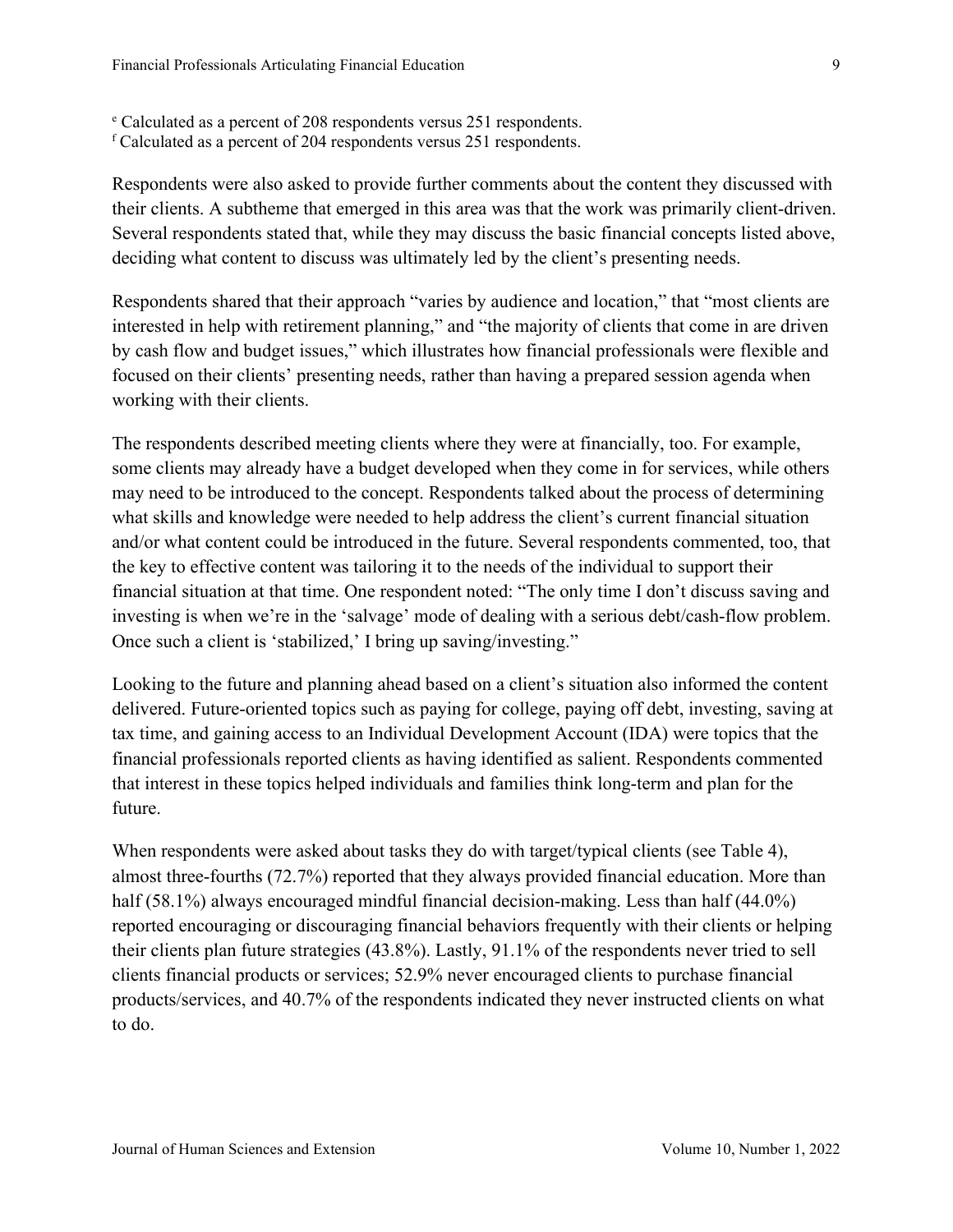[e] Calculated as a percent of 208 respondents versus 251 respondents.
[f] Calculated as a percent of 204 respondents versus 251 respondents.

Respondents were also asked to provide further comments about the content they discussed with their clients. A subtheme that emerged in this area was that the work was primarily client-driven. Several respondents stated that, while they may discuss the basic financial concepts listed above, deciding what content to discuss was ultimately led by the client's presenting needs.

Respondents shared that their approach "varies by audience and location," that "most clients are interested in help with retirement planning," and "the majority of clients that come in are driven by cash flow and budget issues," which illustrates how financial professionals were flexible and focused on their clients' presenting needs, rather than having a prepared session agenda when working with their clients.

The respondents described meeting clients where they were at financially, too. For example, some clients may already have a budget developed when they come in for services, while others may need to be introduced to the concept. Respondents talked about the process of determining what skills and knowledge were needed to help address the client's current financial situation and/or what content could be introduced in the future. Several respondents commented, too, that the key to effective content was tailoring it to the needs of the individual to support their financial situation at that time. One respondent noted: "The only time I don't discuss saving and investing is when we're in the 'salvage' mode of dealing with a serious debt/cash-flow problem. Once such a client is 'stabilized,' I bring up saving/investing."

Looking to the future and planning ahead based on a client's situation also informed the content delivered. Future-oriented topics such as paying for college, paying off debt, investing, saving at tax time, and gaining access to an Individual Development Account (IDA) were topics that the financial professionals reported clients as having identified as salient. Respondents commented that interest in these topics helped individuals and families think long-term and plan for the future.

When respondents were asked about tasks they do with target/typical clients (see Table 4), almost three-fourths (72.7%) reported that they always provided financial education. More than half (58.1%) always encouraged mindful financial decision-making. Less than half (44.0%) reported encouraging or discouraging financial behaviors frequently with their clients or helping their clients plan future strategies (43.8%). Lastly, 91.1% of the respondents never tried to sell clients financial products or services; 52.9% never encouraged clients to purchase financial products/services, and 40.7% of the respondents indicated they never instructed clients on what to do.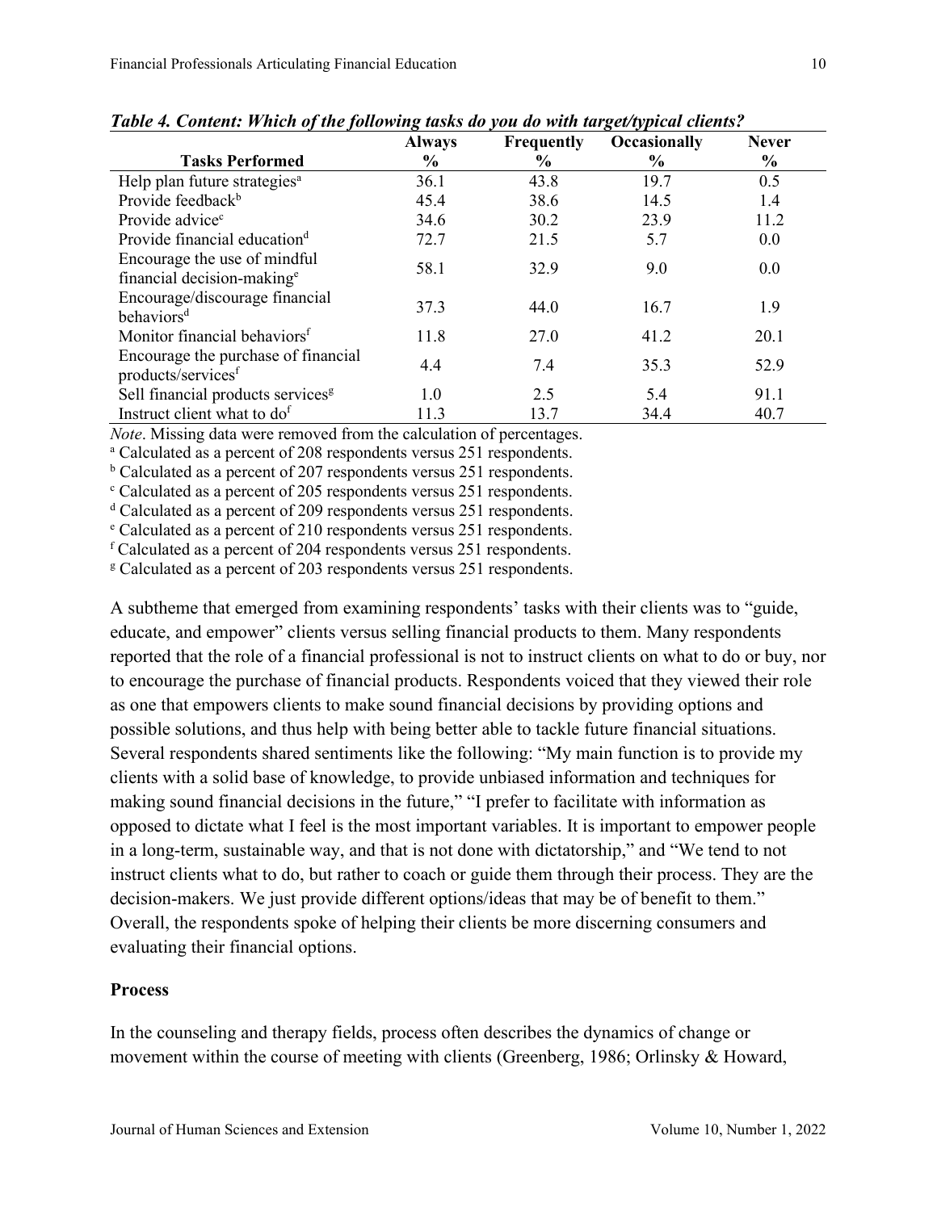***Table 4. Content: Which of the following tasks do you do with target/typical clients?***

| Tasks Performed | Always % | Frequently % | Occasionally % | Never % |
|---|---|---|---|---|
| Help plan future strategies[a] | 36.1 | 43.8 | 19.7 | 0.5 |
| Provide feedback[b] | 45.4 | 38.6 | 14.5 | 1.4 |
| Provide advice[c] | 34.6 | 30.2 | 23.9 | 11.2 |
| Provide financial education[d] | 72.7 | 21.5 | 5.7 | 0.0 |
| Encourage the use of mindful financial decision-making[e] | 58.1 | 32.9 | 9.0 | 0.0 |
| Encourage/discourage financial behaviors[d] | 37.3 | 44.0 | 16.7 | 1.9 |
| Monitor financial behaviors[f] | 11.8 | 27.0 | 41.2 | 20.1 |
| Encourage the purchase of financial products/services[f] | 4.4 | 7.4 | 35.3 | 52.9 |
| Sell financial products services[g] | 1.0 | 2.5 | 5.4 | 91.1 |
| Instruct client what to do[f] | 11.3 | 13.7 | 34.4 | 40.7 |

*Note*. Missing data were removed from the calculation of percentages.
[a] Calculated as a percent of 208 respondents versus 251 respondents.
[b] Calculated as a percent of 207 respondents versus 251 respondents.
[c] Calculated as a percent of 205 respondents versus 251 respondents.
[d] Calculated as a percent of 209 respondents versus 251 respondents.
[e] Calculated as a percent of 210 respondents versus 251 respondents.
[f] Calculated as a percent of 204 respondents versus 251 respondents.
[g] Calculated as a percent of 203 respondents versus 251 respondents.

A subtheme that emerged from examining respondents' tasks with their clients was to "guide, educate, and empower" clients versus selling financial products to them. Many respondents reported that the role of a financial professional is not to instruct clients on what to do or buy, nor to encourage the purchase of financial products. Respondents voiced that they viewed their role as one that empowers clients to make sound financial decisions by providing options and possible solutions, and thus help with being better able to tackle future financial situations. Several respondents shared sentiments like the following: "My main function is to provide my clients with a solid base of knowledge, to provide unbiased information and techniques for making sound financial decisions in the future," "I prefer to facilitate with information as opposed to dictate what I feel is the most important variables. It is important to empower people in a long-term, sustainable way, and that is not done with dictatorship," and "We tend to not instruct clients what to do, but rather to coach or guide them through their process. They are the decision-makers. We just provide different options/ideas that may be of benefit to them." Overall, the respondents spoke of helping their clients be more discerning consumers and evaluating their financial options.

### Process

In the counseling and therapy fields, process often describes the dynamics of change or movement within the course of meeting with clients (Greenberg, 1986; Orlinsky & Howard,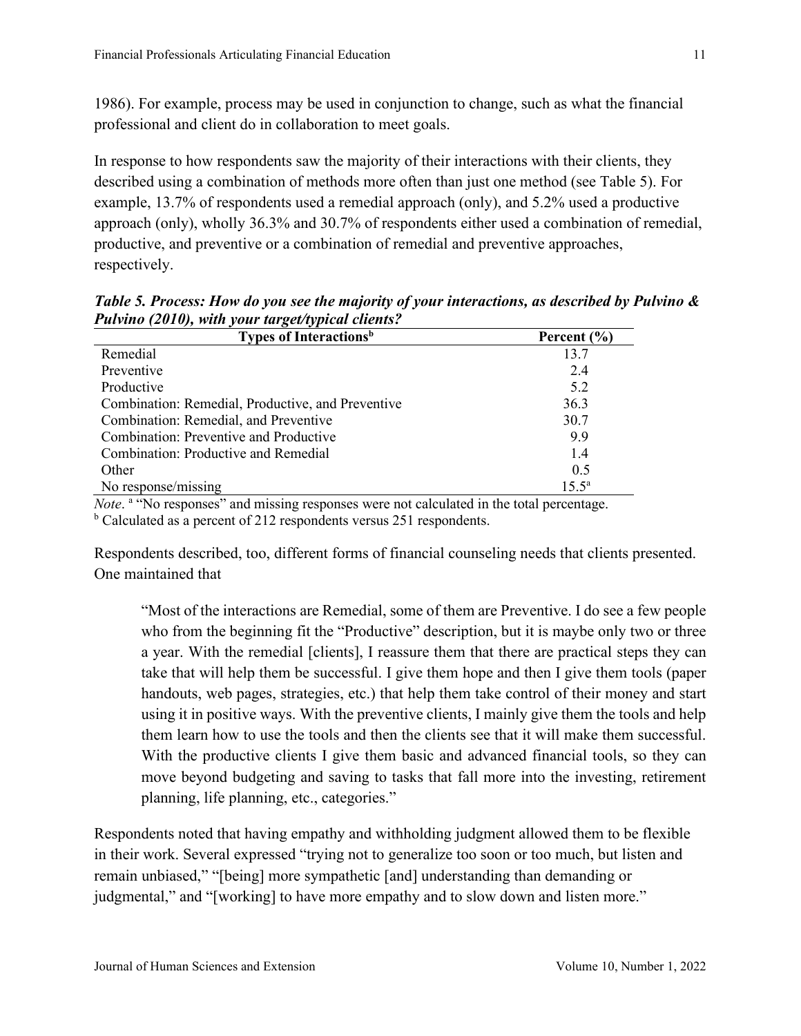1986). For example, process may be used in conjunction to change, such as what the financial professional and client do in collaboration to meet goals.

In response to how respondents saw the majority of their interactions with their clients, they described using a combination of methods more often than just one method (see Table 5). For example, 13.7% of respondents used a remedial approach (only), and 5.2% used a productive approach (only), wholly 36.3% and 30.7% of respondents either used a combination of remedial, productive, and preventive or a combination of remedial and preventive approaches, respectively.

***Table 5. Process: How do you see the majority of your interactions, as described by Pulvino & Pulvino (2010), with your target/typical clients?***

| Types of Interactions[b] | Percent (%) |
|---|---|
| Remedial | 13.7 |
| Preventive | 2.4 |
| Productive | 5.2 |
| Combination: Remedial, Productive, and Preventive | 36.3 |
| Combination: Remedial, and Preventive | 30.7 |
| Combination: Preventive and Productive | 9.9 |
| Combination: Productive and Remedial | 1.4 |
| Other | 0.5 |
| No response/missing | 15.5[a] |

*Note*. [a] "No responses" and missing responses were not calculated in the total percentage.
[b] Calculated as a percent of 212 respondents versus 251 respondents.

Respondents described, too, different forms of financial counseling needs that clients presented. One maintained that

> "Most of the interactions are Remedial, some of them are Preventive. I do see a few people who from the beginning fit the "Productive" description, but it is maybe only two or three a year. With the remedial [clients], I reassure them that there are practical steps they can take that will help them be successful. I give them hope and then I give them tools (paper handouts, web pages, strategies, etc.) that help them take control of their money and start using it in positive ways. With the preventive clients, I mainly give them the tools and help them learn how to use the tools and then the clients see that it will make them successful. With the productive clients I give them basic and advanced financial tools, so they can move beyond budgeting and saving to tasks that fall more into the investing, retirement planning, life planning, etc., categories."

Respondents noted that having empathy and withholding judgment allowed them to be flexible in their work. Several expressed "trying not to generalize too soon or too much, but listen and remain unbiased," "[being] more sympathetic [and] understanding than demanding or judgmental," and "[working] to have more empathy and to slow down and listen more."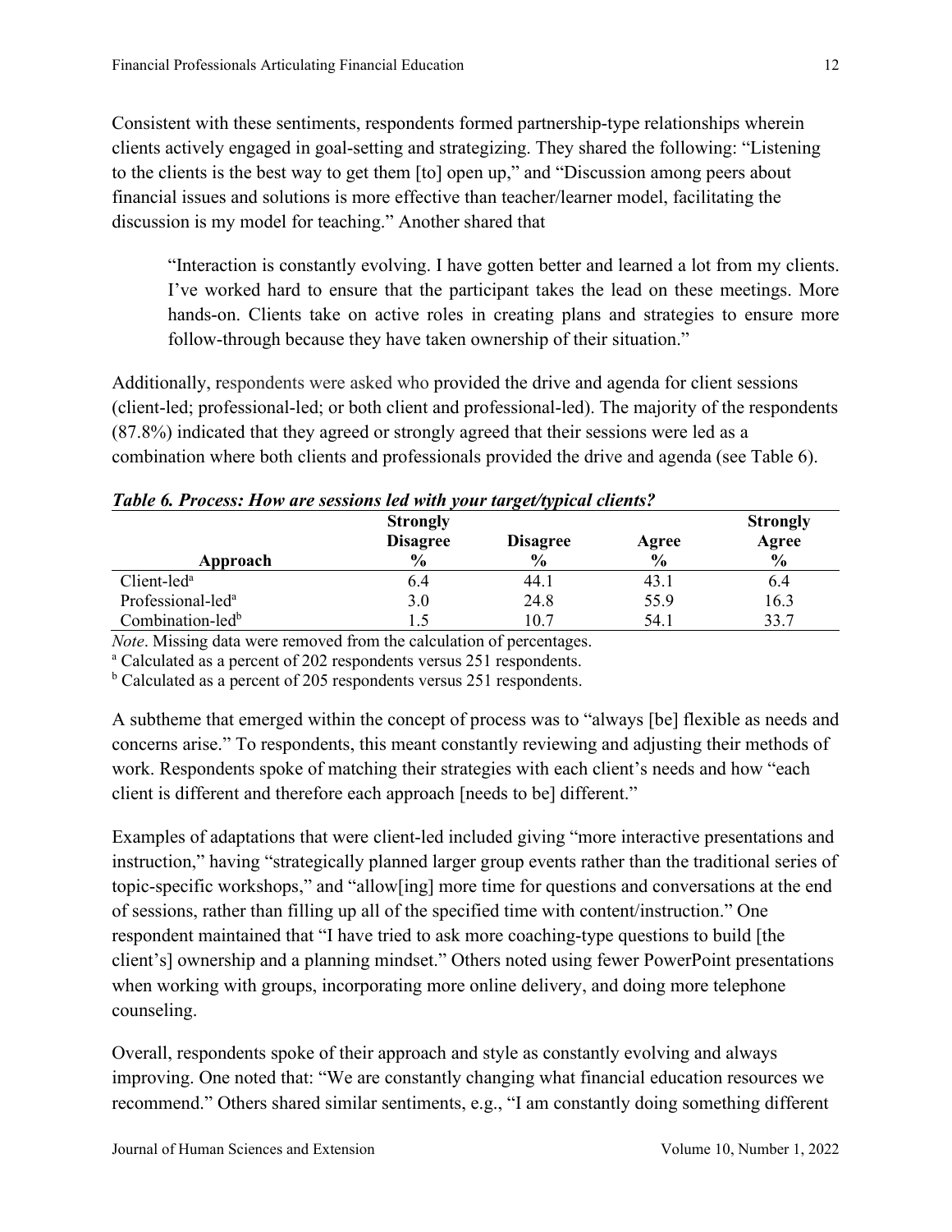Consistent with these sentiments, respondents formed partnership-type relationships wherein clients actively engaged in goal-setting and strategizing. They shared the following: "Listening to the clients is the best way to get them [to] open up," and "Discussion among peers about financial issues and solutions is more effective than teacher/learner model, facilitating the discussion is my model for teaching." Another shared that

> "Interaction is constantly evolving. I have gotten better and learned a lot from my clients. I've worked hard to ensure that the participant takes the lead on these meetings. More hands-on. Clients take on active roles in creating plans and strategies to ensure more follow-through because they have taken ownership of their situation."

Additionally, respondents were asked who provided the drive and agenda for client sessions (client-led; professional-led; or both client and professional-led). The majority of the respondents (87.8%) indicated that they agreed or strongly agreed that their sessions were led as a combination where both clients and professionals provided the drive and agenda (see Table 6).

***Table 6. Process: How are sessions led with your target/typical clients?***

| Approach | Strongly Disagree % | Disagree % | Agree % | Strongly Agree % |
|---|---|---|---|---|
| Client-led[a] | 6.4 | 44.1 | 43.1 | 6.4 |
| Professional-led[a] | 3.0 | 24.8 | 55.9 | 16.3 |
| Combination-led[b] | 1.5 | 10.7 | 54.1 | 33.7 |

*Note*. Missing data were removed from the calculation of percentages.
[a] Calculated as a percent of 202 respondents versus 251 respondents.
[b] Calculated as a percent of 205 respondents versus 251 respondents.

A subtheme that emerged within the concept of process was to "always [be] flexible as needs and concerns arise." To respondents, this meant constantly reviewing and adjusting their methods of work. Respondents spoke of matching their strategies with each client's needs and how "each client is different and therefore each approach [needs to be] different."

Examples of adaptations that were client-led included giving "more interactive presentations and instruction," having "strategically planned larger group events rather than the traditional series of topic-specific workshops," and "allow[ing] more time for questions and conversations at the end of sessions, rather than filling up all of the specified time with content/instruction." One respondent maintained that "I have tried to ask more coaching-type questions to build [the client's] ownership and a planning mindset." Others noted using fewer PowerPoint presentations when working with groups, incorporating more online delivery, and doing more telephone counseling.

Overall, respondents spoke of their approach and style as constantly evolving and always improving. One noted that: "We are constantly changing what financial education resources we recommend." Others shared similar sentiments, e.g., "I am constantly doing something different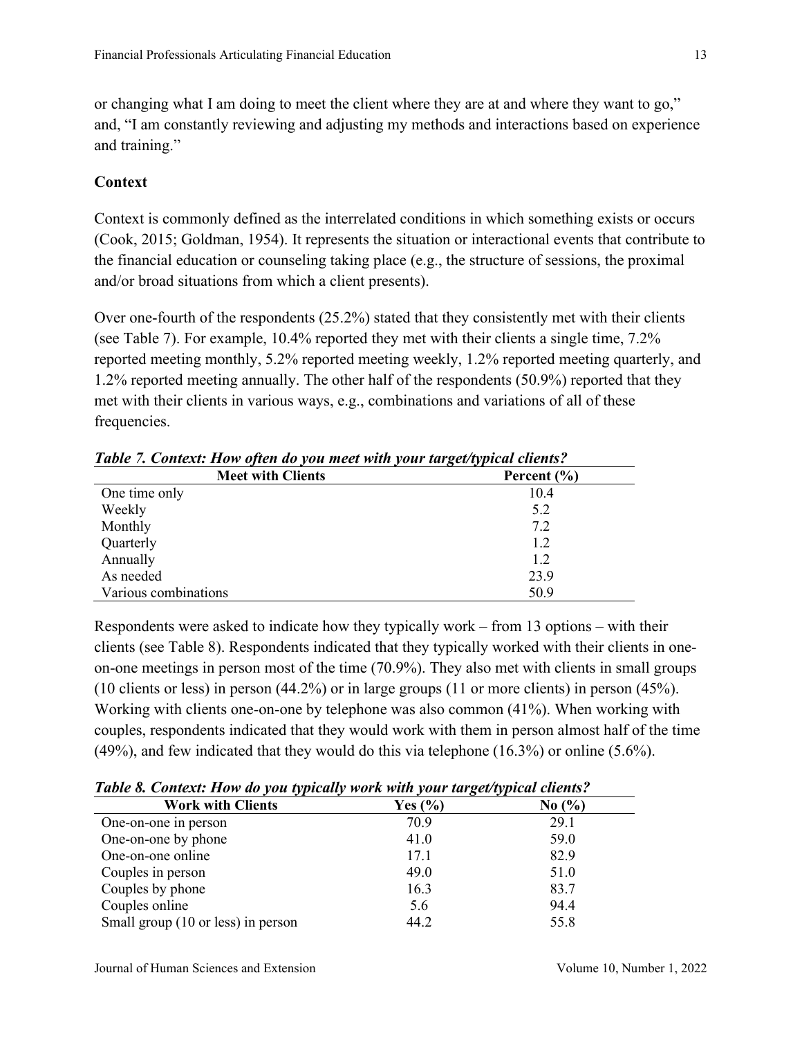or changing what I am doing to meet the client where they are at and where they want to go," and, "I am constantly reviewing and adjusting my methods and interactions based on experience and training."

### Context

Context is commonly defined as the interrelated conditions in which something exists or occurs (Cook, 2015; Goldman, 1954). It represents the situation or interactional events that contribute to the financial education or counseling taking place (e.g., the structure of sessions, the proximal and/or broad situations from which a client presents).

Over one-fourth of the respondents (25.2%) stated that they consistently met with their clients (see Table 7). For example, 10.4% reported they met with their clients a single time, 7.2% reported meeting monthly, 5.2% reported meeting weekly, 1.2% reported meeting quarterly, and 1.2% reported meeting annually. The other half of the respondents (50.9%) reported that they met with their clients in various ways, e.g., combinations and variations of all of these frequencies.

***Table 7. Context: How often do you meet with your target/typical clients?***

| Meet with Clients | Percent (%) |
|---|---|
| One time only | 10.4 |
| Weekly | 5.2 |
| Monthly | 7.2 |
| Quarterly | 1.2 |
| Annually | 1.2 |
| As needed | 23.9 |
| Various combinations | 50.9 |

Respondents were asked to indicate how they typically work – from 13 options – with their clients (see Table 8). Respondents indicated that they typically worked with their clients in one-on-one meetings in person most of the time (70.9%). They also met with clients in small groups (10 clients or less) in person (44.2%) or in large groups (11 or more clients) in person (45%). Working with clients one-on-one by telephone was also common (41%). When working with couples, respondents indicated that they would work with them in person almost half of the time (49%), and few indicated that they would do this via telephone (16.3%) or online (5.6%).

***Table 8. Context: How do you typically work with your target/typical clients?***

| Work with Clients | Yes (%) | No (%) |
|---|---|---|
| One-on-one in person | 70.9 | 29.1 |
| One-on-one by phone | 41.0 | 59.0 |
| One-on-one online | 17.1 | 82.9 |
| Couples in person | 49.0 | 51.0 |
| Couples by phone | 16.3 | 83.7 |
| Couples online | 5.6 | 94.4 |
| Small group (10 or less) in person | 44.2 | 55.8 |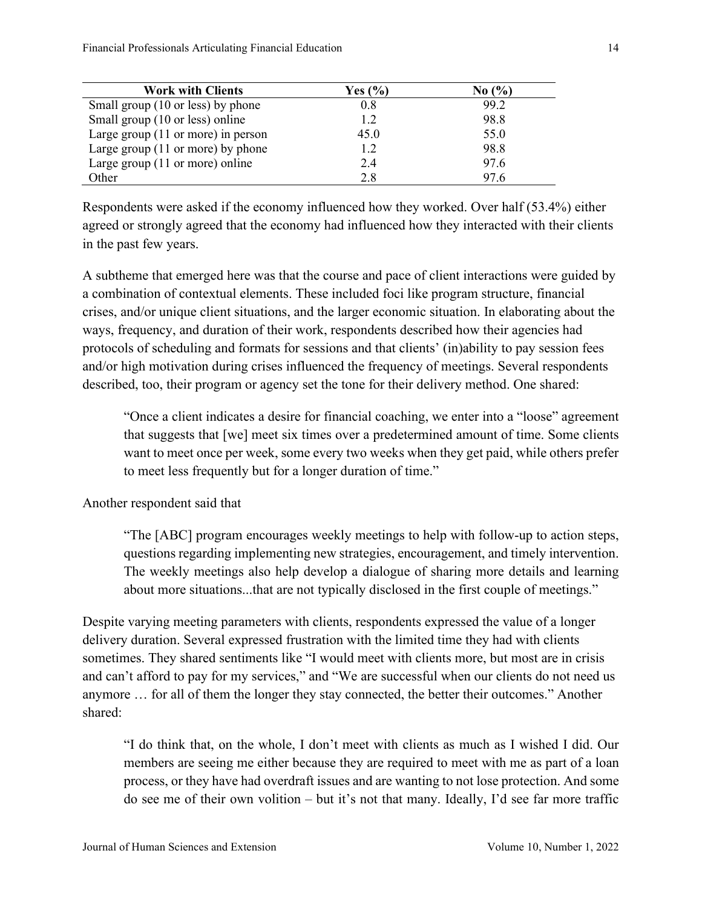| Work with Clients | Yes (%) | No (%) |
| --- | --- | --- |
| Small group (10 or less) by phone | 0.8 | 99.2 |
| Small group (10 or less) online | 1.2 | 98.8 |
| Large group (11 or more) in person | 45.0 | 55.0 |
| Large group (11 or more) by phone | 1.2 | 98.8 |
| Large group (11 or more) online | 2.4 | 97.6 |
| Other | 2.8 | 97.6 |

Respondents were asked if the economy influenced how they worked. Over half (53.4%) either agreed or strongly agreed that the economy had influenced how they interacted with their clients in the past few years.

A subtheme that emerged here was that the course and pace of client interactions were guided by a combination of contextual elements. These included foci like program structure, financial crises, and/or unique client situations, and the larger economic situation. In elaborating about the ways, frequency, and duration of their work, respondents described how their agencies had protocols of scheduling and formats for sessions and that clients' (in)ability to pay session fees and/or high motivation during crises influenced the frequency of meetings. Several respondents described, too, their program or agency set the tone for their delivery method. One shared:

> "Once a client indicates a desire for financial coaching, we enter into a "loose" agreement that suggests that [we] meet six times over a predetermined amount of time. Some clients want to meet once per week, some every two weeks when they get paid, while others prefer to meet less frequently but for a longer duration of time."

Another respondent said that

> "The [ABC] program encourages weekly meetings to help with follow-up to action steps, questions regarding implementing new strategies, encouragement, and timely intervention. The weekly meetings also help develop a dialogue of sharing more details and learning about more situations...that are not typically disclosed in the first couple of meetings."

Despite varying meeting parameters with clients, respondents expressed the value of a longer delivery duration. Several expressed frustration with the limited time they had with clients sometimes. They shared sentiments like "I would meet with clients more, but most are in crisis and can't afford to pay for my services," and "We are successful when our clients do not need us anymore … for all of them the longer they stay connected, the better their outcomes." Another shared:

> "I do think that, on the whole, I don't meet with clients as much as I wished I did. Our members are seeing me either because they are required to meet with me as part of a loan process, or they have had overdraft issues and are wanting to not lose protection. And some do see me of their own volition – but it's not that many. Ideally, I'd see far more traffic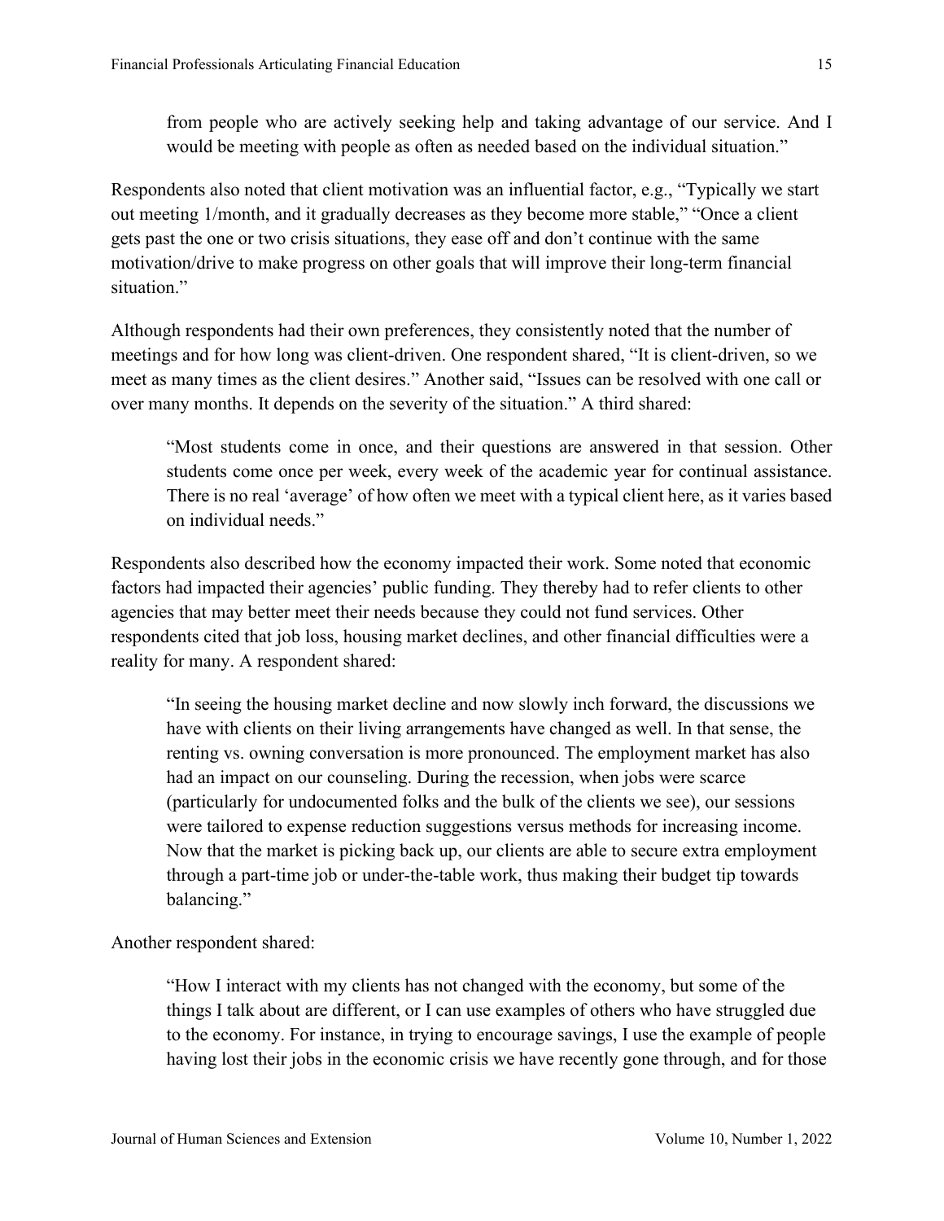> from people who are actively seeking help and taking advantage of our service. And I would be meeting with people as often as needed based on the individual situation."

Respondents also noted that client motivation was an influential factor, e.g., "Typically we start out meeting 1/month, and it gradually decreases as they become more stable," "Once a client gets past the one or two crisis situations, they ease off and don't continue with the same motivation/drive to make progress on other goals that will improve their long-term financial situation."

Although respondents had their own preferences, they consistently noted that the number of meetings and for how long was client-driven. One respondent shared, "It is client-driven, so we meet as many times as the client desires." Another said, "Issues can be resolved with one call or over many months. It depends on the severity of the situation." A third shared:

> "Most students come in once, and their questions are answered in that session. Other students come once per week, every week of the academic year for continual assistance. There is no real 'average' of how often we meet with a typical client here, as it varies based on individual needs."

Respondents also described how the economy impacted their work. Some noted that economic factors had impacted their agencies' public funding. They thereby had to refer clients to other agencies that may better meet their needs because they could not fund services. Other respondents cited that job loss, housing market declines, and other financial difficulties were a reality for many. A respondent shared:

> "In seeing the housing market decline and now slowly inch forward, the discussions we have with clients on their living arrangements have changed as well. In that sense, the renting vs. owning conversation is more pronounced. The employment market has also had an impact on our counseling. During the recession, when jobs were scarce (particularly for undocumented folks and the bulk of the clients we see), our sessions were tailored to expense reduction suggestions versus methods for increasing income. Now that the market is picking back up, our clients are able to secure extra employment through a part-time job or under-the-table work, thus making their budget tip towards balancing."

Another respondent shared:

> "How I interact with my clients has not changed with the economy, but some of the things I talk about are different, or I can use examples of others who have struggled due to the economy. For instance, in trying to encourage savings, I use the example of people having lost their jobs in the economic crisis we have recently gone through, and for those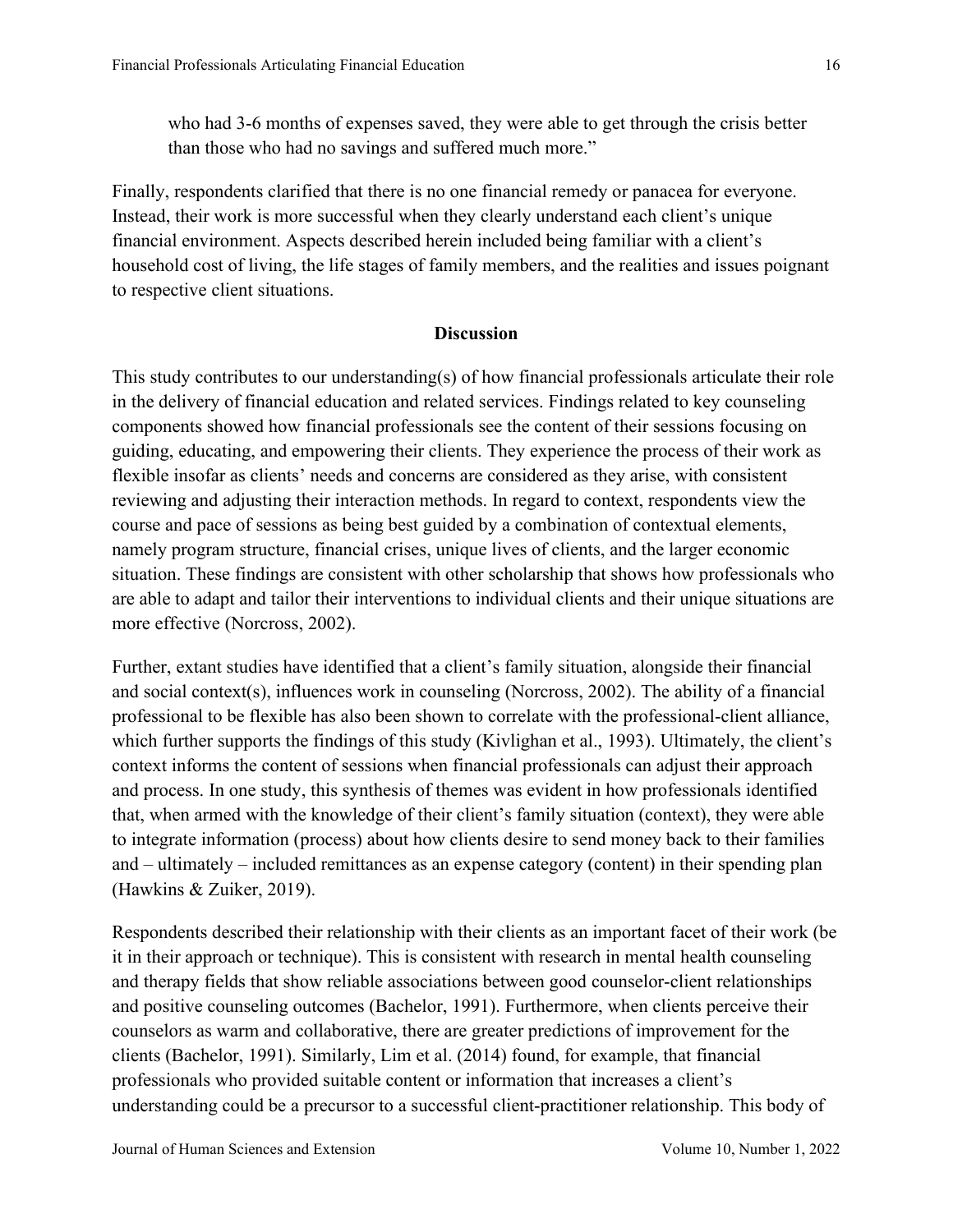who had 3-6 months of expenses saved, they were able to get through the crisis better than those who had no savings and suffered much more."

Finally, respondents clarified that there is no one financial remedy or panacea for everyone. Instead, their work is more successful when they clearly understand each client's unique financial environment. Aspects described herein included being familiar with a client's household cost of living, the life stages of family members, and the realities and issues poignant to respective client situations.

## Discussion

This study contributes to our understanding(s) of how financial professionals articulate their role in the delivery of financial education and related services. Findings related to key counseling components showed how financial professionals see the content of their sessions focusing on guiding, educating, and empowering their clients. They experience the process of their work as flexible insofar as clients' needs and concerns are considered as they arise, with consistent reviewing and adjusting their interaction methods. In regard to context, respondents view the course and pace of sessions as being best guided by a combination of contextual elements, namely program structure, financial crises, unique lives of clients, and the larger economic situation. These findings are consistent with other scholarship that shows how professionals who are able to adapt and tailor their interventions to individual clients and their unique situations are more effective (Norcross, 2002).

Further, extant studies have identified that a client's family situation, alongside their financial and social context(s), influences work in counseling (Norcross, 2002). The ability of a financial professional to be flexible has also been shown to correlate with the professional-client alliance, which further supports the findings of this study (Kivlighan et al., 1993). Ultimately, the client's context informs the content of sessions when financial professionals can adjust their approach and process. In one study, this synthesis of themes was evident in how professionals identified that, when armed with the knowledge of their client's family situation (context), they were able to integrate information (process) about how clients desire to send money back to their families and – ultimately – included remittances as an expense category (content) in their spending plan (Hawkins & Zuiker, 2019).

Respondents described their relationship with their clients as an important facet of their work (be it in their approach or technique). This is consistent with research in mental health counseling and therapy fields that show reliable associations between good counselor-client relationships and positive counseling outcomes (Bachelor, 1991). Furthermore, when clients perceive their counselors as warm and collaborative, there are greater predictions of improvement for the clients (Bachelor, 1991). Similarly, Lim et al. (2014) found, for example, that financial professionals who provided suitable content or information that increases a client's understanding could be a precursor to a successful client-practitioner relationship. This body of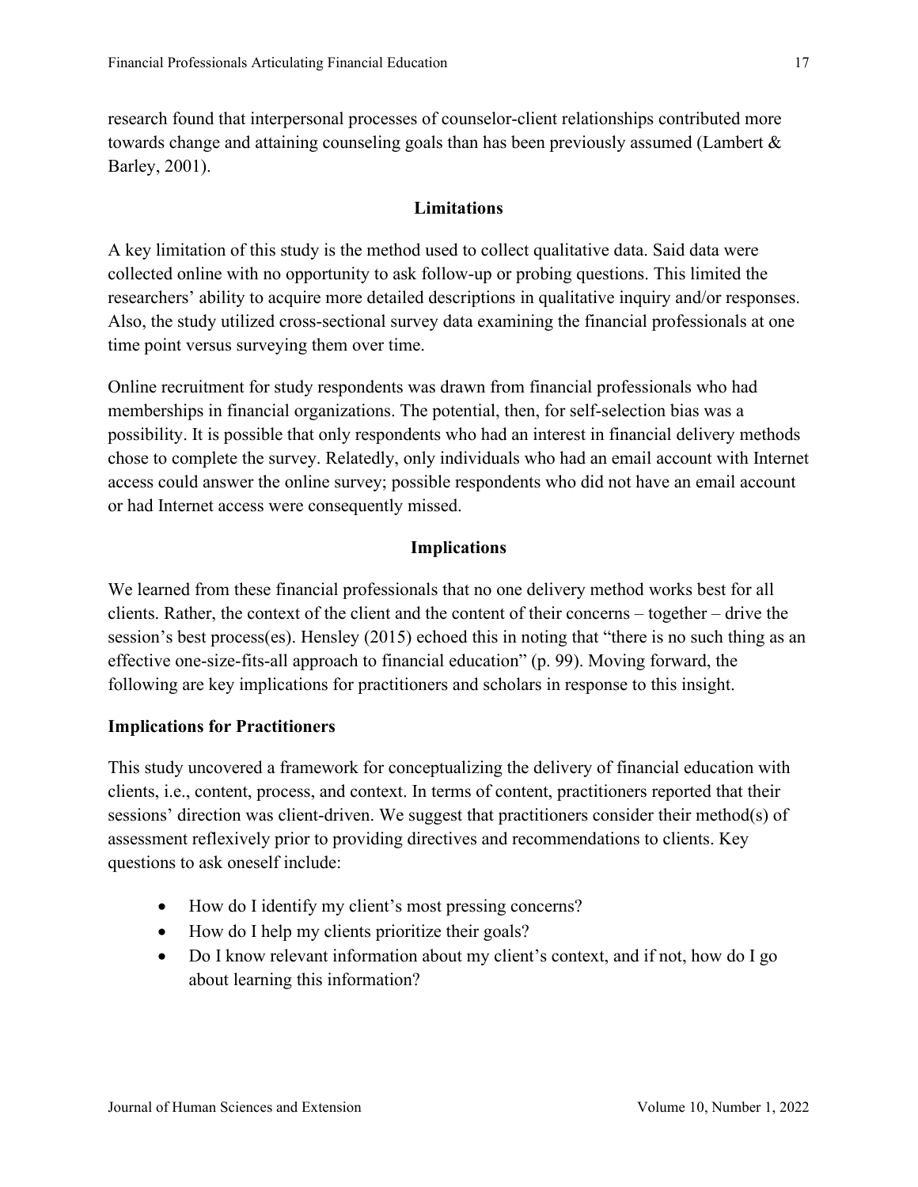research found that interpersonal processes of counselor-client relationships contributed more towards change and attaining counseling goals than has been previously assumed (Lambert & Barley, 2001).

## Limitations

A key limitation of this study is the method used to collect qualitative data. Said data were collected online with no opportunity to ask follow-up or probing questions. This limited the researchers' ability to acquire more detailed descriptions in qualitative inquiry and/or responses. Also, the study utilized cross-sectional survey data examining the financial professionals at one time point versus surveying them over time.

Online recruitment for study respondents was drawn from financial professionals who had memberships in financial organizations. The potential, then, for self-selection bias was a possibility. It is possible that only respondents who had an interest in financial delivery methods chose to complete the survey. Relatedly, only individuals who had an email account with Internet access could answer the online survey; possible respondents who did not have an email account or had Internet access were consequently missed.

## Implications

We learned from these financial professionals that no one delivery method works best for all clients. Rather, the context of the client and the content of their concerns – together – drive the session's best process(es). Hensley (2015) echoed this in noting that "there is no such thing as an effective one-size-fits-all approach to financial education" (p. 99). Moving forward, the following are key implications for practitioners and scholars in response to this insight.

### Implications for Practitioners

This study uncovered a framework for conceptualizing the delivery of financial education with clients, i.e., content, process, and context. In terms of content, practitioners reported that their sessions' direction was client-driven. We suggest that practitioners consider their method(s) of assessment reflexively prior to providing directives and recommendations to clients. Key questions to ask oneself include:

- How do I identify my client's most pressing concerns?
- How do I help my clients prioritize their goals?
- Do I know relevant information about my client's context, and if not, how do I go about learning this information?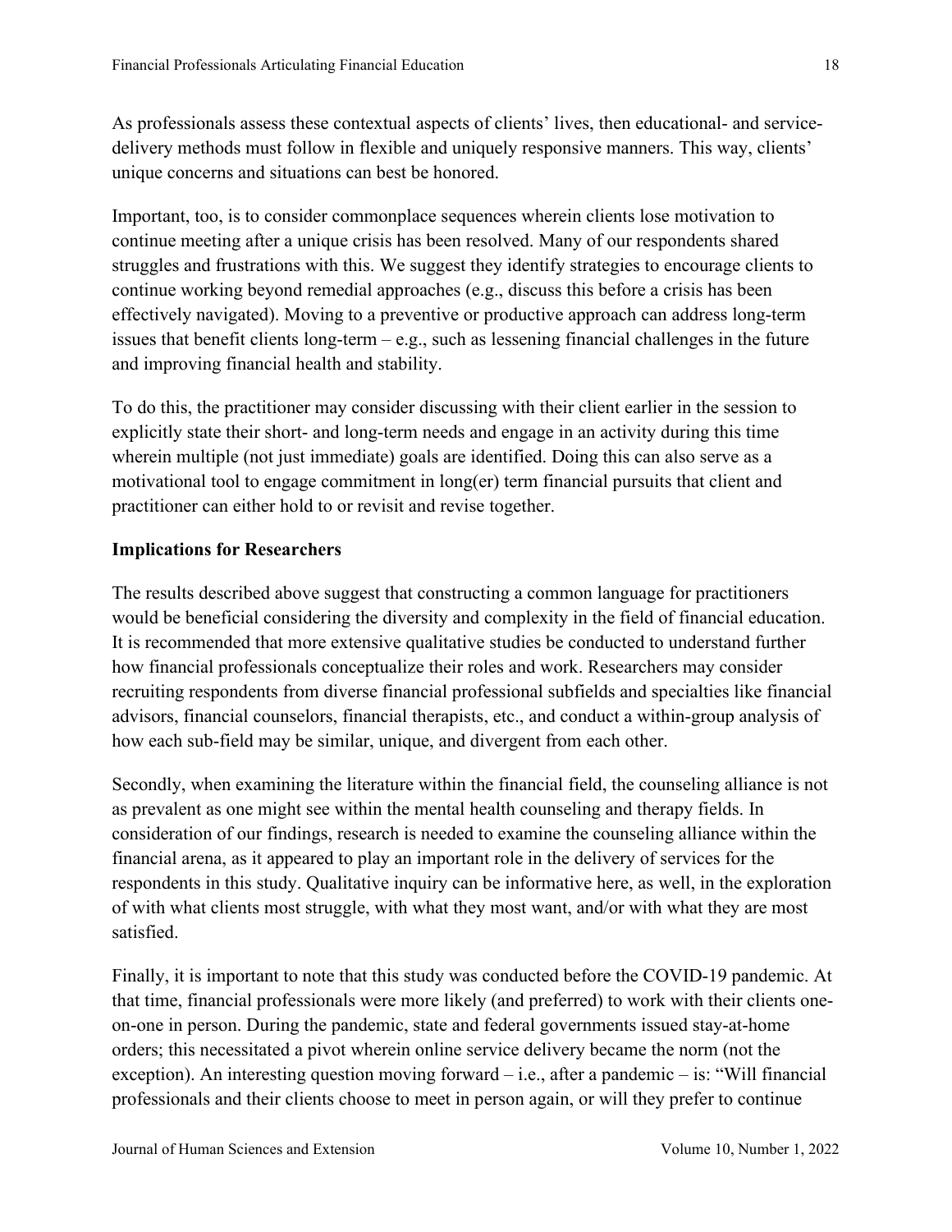As professionals assess these contextual aspects of clients' lives, then educational- and service-delivery methods must follow in flexible and uniquely responsive manners. This way, clients' unique concerns and situations can best be honored.

Important, too, is to consider commonplace sequences wherein clients lose motivation to continue meeting after a unique crisis has been resolved. Many of our respondents shared struggles and frustrations with this. We suggest they identify strategies to encourage clients to continue working beyond remedial approaches (e.g., discuss this before a crisis has been effectively navigated). Moving to a preventive or productive approach can address long-term issues that benefit clients long-term – e.g., such as lessening financial challenges in the future and improving financial health and stability.

To do this, the practitioner may consider discussing with their client earlier in the session to explicitly state their short- and long-term needs and engage in an activity during this time wherein multiple (not just immediate) goals are identified. Doing this can also serve as a motivational tool to engage commitment in long(er) term financial pursuits that client and practitioner can either hold to or revisit and revise together.

### Implications for Researchers

The results described above suggest that constructing a common language for practitioners would be beneficial considering the diversity and complexity in the field of financial education. It is recommended that more extensive qualitative studies be conducted to understand further how financial professionals conceptualize their roles and work. Researchers may consider recruiting respondents from diverse financial professional subfields and specialties like financial advisors, financial counselors, financial therapists, etc., and conduct a within-group analysis of how each sub-field may be similar, unique, and divergent from each other.

Secondly, when examining the literature within the financial field, the counseling alliance is not as prevalent as one might see within the mental health counseling and therapy fields. In consideration of our findings, research is needed to examine the counseling alliance within the financial arena, as it appeared to play an important role in the delivery of services for the respondents in this study. Qualitative inquiry can be informative here, as well, in the exploration of with what clients most struggle, with what they most want, and/or with what they are most satisfied.

Finally, it is important to note that this study was conducted before the COVID-19 pandemic. At that time, financial professionals were more likely (and preferred) to work with their clients one-on-one in person. During the pandemic, state and federal governments issued stay-at-home orders; this necessitated a pivot wherein online service delivery became the norm (not the exception). An interesting question moving forward – i.e., after a pandemic – is: "Will financial professionals and their clients choose to meet in person again, or will they prefer to continue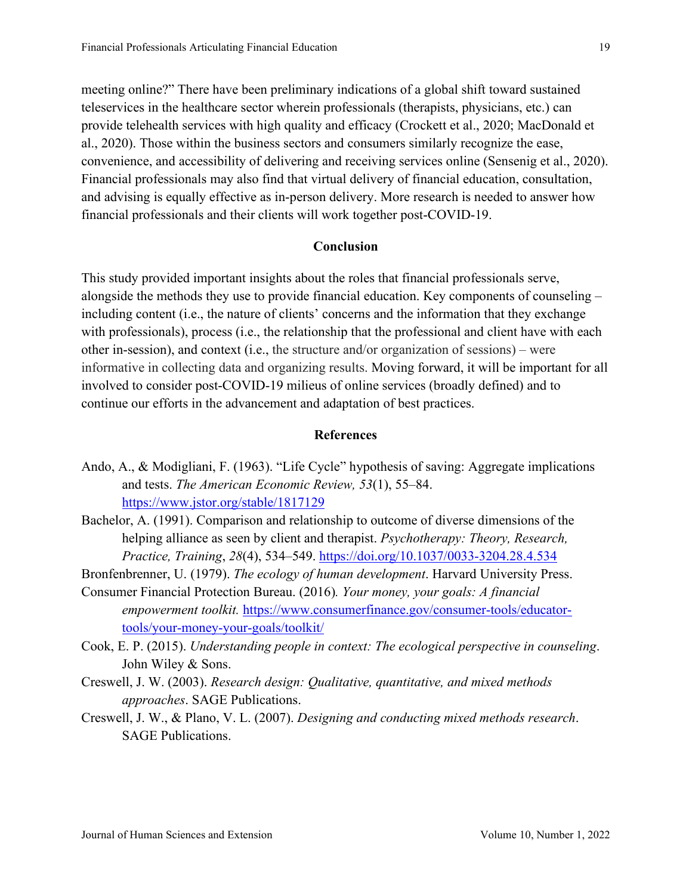meeting online?" There have been preliminary indications of a global shift toward sustained teleservices in the healthcare sector wherein professionals (therapists, physicians, etc.) can provide telehealth services with high quality and efficacy (Crockett et al., 2020; MacDonald et al., 2020). Those within the business sectors and consumers similarly recognize the ease, convenience, and accessibility of delivering and receiving services online (Sensenig et al., 2020). Financial professionals may also find that virtual delivery of financial education, consultation, and advising is equally effective as in-person delivery. More research is needed to answer how financial professionals and their clients will work together post-COVID-19.

## Conclusion

This study provided important insights about the roles that financial professionals serve, alongside the methods they use to provide financial education. Key components of counseling – including content (i.e., the nature of clients' concerns and the information that they exchange with professionals), process (i.e., the relationship that the professional and client have with each other in-session), and context (i.e., the structure and/or organization of sessions) – were informative in collecting data and organizing results. Moving forward, it will be important for all involved to consider post-COVID-19 milieus of online services (broadly defined) and to continue our efforts in the advancement and adaptation of best practices.

## References

Ando, A., & Modigliani, F. (1963). "Life Cycle" hypothesis of saving: Aggregate implications and tests. *The American Economic Review, 53*(1), 55–84. https://www.jstor.org/stable/1817129

Bachelor, A. (1991). Comparison and relationship to outcome of diverse dimensions of the helping alliance as seen by client and therapist. *Psychotherapy: Theory, Research, Practice, Training*, *28*(4), 534–549. https://doi.org/10.1037/0033-3204.28.4.534

Bronfenbrenner, U. (1979). *The ecology of human development*. Harvard University Press.

Consumer Financial Protection Bureau. (2016). *Your money, your goals: A financial empowerment toolkit.* https://www.consumerfinance.gov/consumer-tools/educator-tools/your-money-your-goals/toolkit/

Cook, E. P. (2015). *Understanding people in context: The ecological perspective in counseling*. John Wiley & Sons.

Creswell, J. W. (2003). *Research design: Qualitative, quantitative, and mixed methods approaches*. SAGE Publications.

Creswell, J. W., & Plano, V. L. (2007). *Designing and conducting mixed methods research*. SAGE Publications.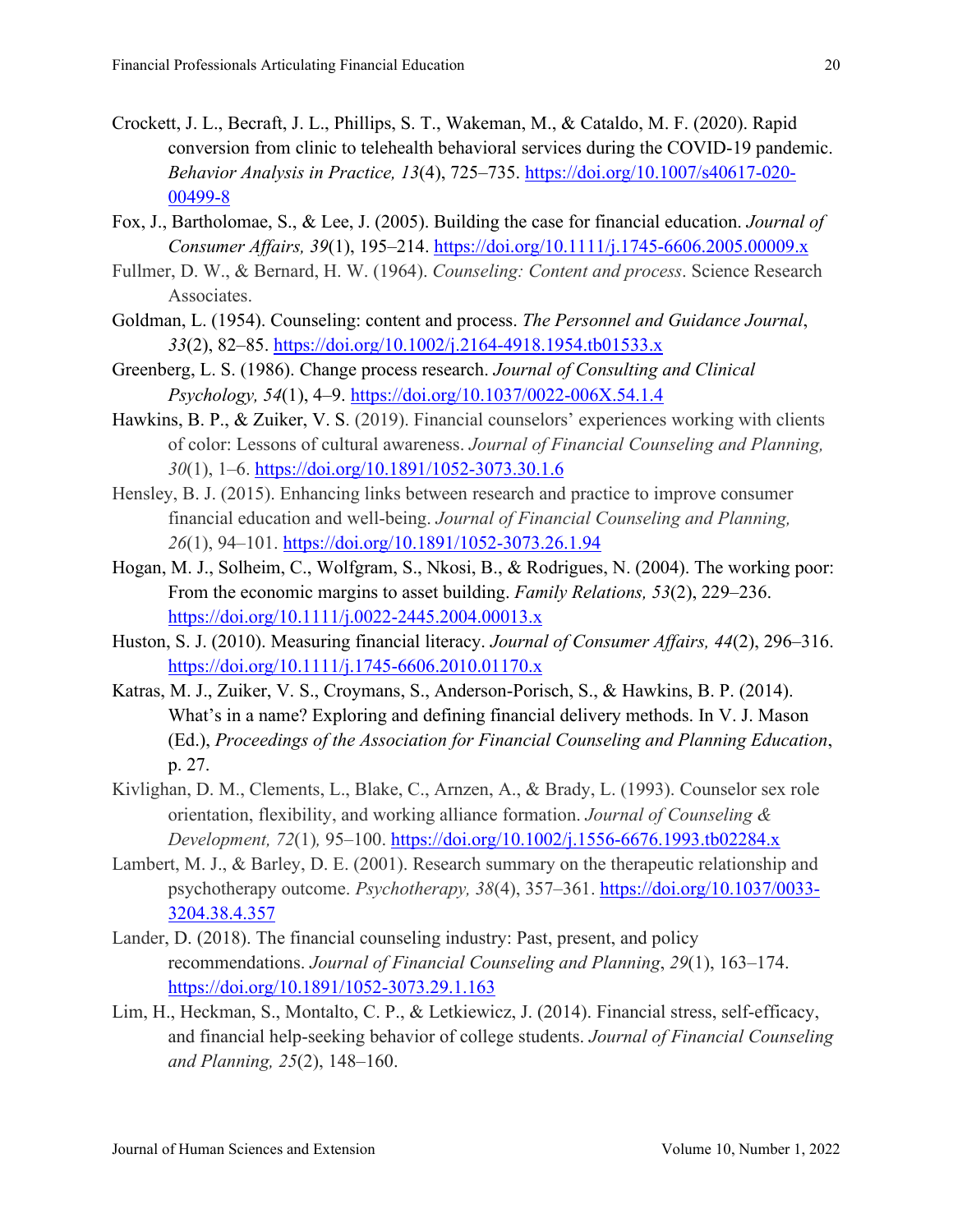Crockett, J. L., Becraft, J. L., Phillips, S. T., Wakeman, M., & Cataldo, M. F. (2020). Rapid conversion from clinic to telehealth behavioral services during the COVID-19 pandemic. *Behavior Analysis in Practice, 13*(4), 725–735. https://doi.org/10.1007/s40617-020-00499-8

Fox, J., Bartholomae, S., & Lee, J. (2005). Building the case for financial education. *Journal of Consumer Affairs, 39*(1), 195–214. https://doi.org/10.1111/j.1745-6606.2005.00009.x

Fullmer, D. W., & Bernard, H. W. (1964). *Counseling: Content and process*. Science Research Associates.

Goldman, L. (1954). Counseling: content and process. *The Personnel and Guidance Journal*, *33*(2), 82–85. https://doi.org/10.1002/j.2164-4918.1954.tb01533.x

Greenberg, L. S. (1986). Change process research. *Journal of Consulting and Clinical Psychology, 54*(1), 4–9. https://doi.org/10.1037/0022-006X.54.1.4

Hawkins, B. P., & Zuiker, V. S. (2019). Financial counselors' experiences working with clients of color: Lessons of cultural awareness. *Journal of Financial Counseling and Planning, 30*(1), 1–6. https://doi.org/10.1891/1052-3073.30.1.6

Hensley, B. J. (2015). Enhancing links between research and practice to improve consumer financial education and well-being. *Journal of Financial Counseling and Planning, 26*(1), 94–101. https://doi.org/10.1891/1052-3073.26.1.94

Hogan, M. J., Solheim, C., Wolfgram, S., Nkosi, B., & Rodrigues, N. (2004). The working poor: From the economic margins to asset building. *Family Relations, 53*(2), 229–236. https://doi.org/10.1111/j.0022-2445.2004.00013.x

Huston, S. J. (2010). Measuring financial literacy. *Journal of Consumer Affairs, 44*(2), 296–316. https://doi.org/10.1111/j.1745-6606.2010.01170.x

Katras, M. J., Zuiker, V. S., Croymans, S., Anderson-Porisch, S., & Hawkins, B. P. (2014). What's in a name? Exploring and defining financial delivery methods. In V. J. Mason (Ed.), *Proceedings of the Association for Financial Counseling and Planning Education*, p. 27.

Kivlighan, D. M., Clements, L., Blake, C., Arnzen, A., & Brady, L. (1993). Counselor sex role orientation, flexibility, and working alliance formation. *Journal of Counseling & Development, 72*(1)*,* 95–100. https://doi.org/10.1002/j.1556-6676.1993.tb02284.x

Lambert, M. J., & Barley, D. E. (2001). Research summary on the therapeutic relationship and psychotherapy outcome. *Psychotherapy, 38*(4), 357–361. https://doi.org/10.1037/0033-3204.38.4.357

Lander, D. (2018). The financial counseling industry: Past, present, and policy recommendations. *Journal of Financial Counseling and Planning*, *29*(1), 163–174. https://doi.org/10.1891/1052-3073.29.1.163

Lim, H., Heckman, S., Montalto, C. P., & Letkiewicz, J. (2014). Financial stress, self-efficacy, and financial help-seeking behavior of college students. *Journal of Financial Counseling and Planning, 25*(2), 148–160.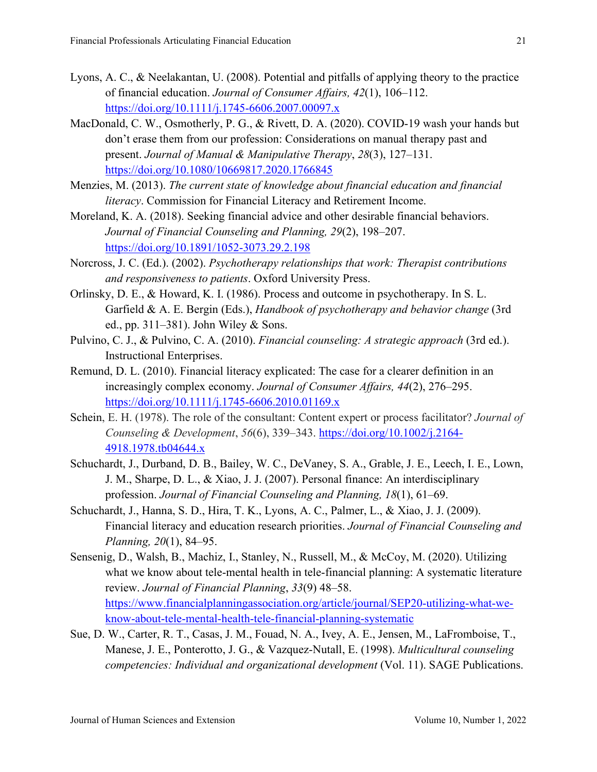Lyons, A. C., & Neelakantan, U. (2008). Potential and pitfalls of applying theory to the practice of financial education. *Journal of Consumer Affairs, 42*(1), 106–112. https://doi.org/10.1111/j.1745-6606.2007.00097.x

MacDonald, C. W., Osmotherly, P. G., & Rivett, D. A. (2020). COVID-19 wash your hands but don't erase them from our profession: Considerations on manual therapy past and present. *Journal of Manual & Manipulative Therapy*, *28*(3), 127–131. https://doi.org/10.1080/10669817.2020.1766845

Menzies, M. (2013). *The current state of knowledge about financial education and financial literacy*. Commission for Financial Literacy and Retirement Income.

Moreland, K. A. (2018). Seeking financial advice and other desirable financial behaviors. *Journal of Financial Counseling and Planning, 29*(2), 198–207. https://doi.org/10.1891/1052-3073.29.2.198

Norcross, J. C. (Ed.). (2002). *Psychotherapy relationships that work: Therapist contributions and responsiveness to patients*. Oxford University Press.

Orlinsky, D. E., & Howard, K. I. (1986). Process and outcome in psychotherapy. In S. L. Garfield & A. E. Bergin (Eds.), *Handbook of psychotherapy and behavior change* (3rd ed., pp. 311–381). John Wiley & Sons.

Pulvino, C. J., & Pulvino, C. A. (2010). *Financial counseling: A strategic approach* (3rd ed.). Instructional Enterprises.

Remund, D. L. (2010). Financial literacy explicated: The case for a clearer definition in an increasingly complex economy. *Journal of Consumer Affairs, 44*(2), 276–295. https://doi.org/10.1111/j.1745-6606.2010.01169.x

Schein, E. H. (1978). The role of the consultant: Content expert or process facilitator? *Journal of Counseling & Development*, *56*(6), 339–343. https://doi.org/10.1002/j.2164-4918.1978.tb04644.x

Schuchardt, J., Durband, D. B., Bailey, W. C., DeVaney, S. A., Grable, J. E., Leech, I. E., Lown, J. M., Sharpe, D. L., & Xiao, J. J. (2007). Personal finance: An interdisciplinary profession. *Journal of Financial Counseling and Planning, 18*(1), 61–69.

Schuchardt, J., Hanna, S. D., Hira, T. K., Lyons, A. C., Palmer, L., & Xiao, J. J. (2009). Financial literacy and education research priorities. *Journal of Financial Counseling and Planning, 20*(1), 84–95.

Sensenig, D., Walsh, B., Machiz, I., Stanley, N., Russell, M., & McCoy, M. (2020). Utilizing what we know about tele-mental health in tele-financial planning: A systematic literature review. *Journal of Financial Planning*, *33*(9) 48–58. https://www.financialplanningassociation.org/article/journal/SEP20-utilizing-what-we-know-about-tele-mental-health-tele-financial-planning-systematic

Sue, D. W., Carter, R. T., Casas, J. M., Fouad, N. A., Ivey, A. E., Jensen, M., LaFromboise, T., Manese, J. E., Ponterotto, J. G., & Vazquez-Nutall, E. (1998). *Multicultural counseling competencies: Individual and organizational development* (Vol. 11). SAGE Publications.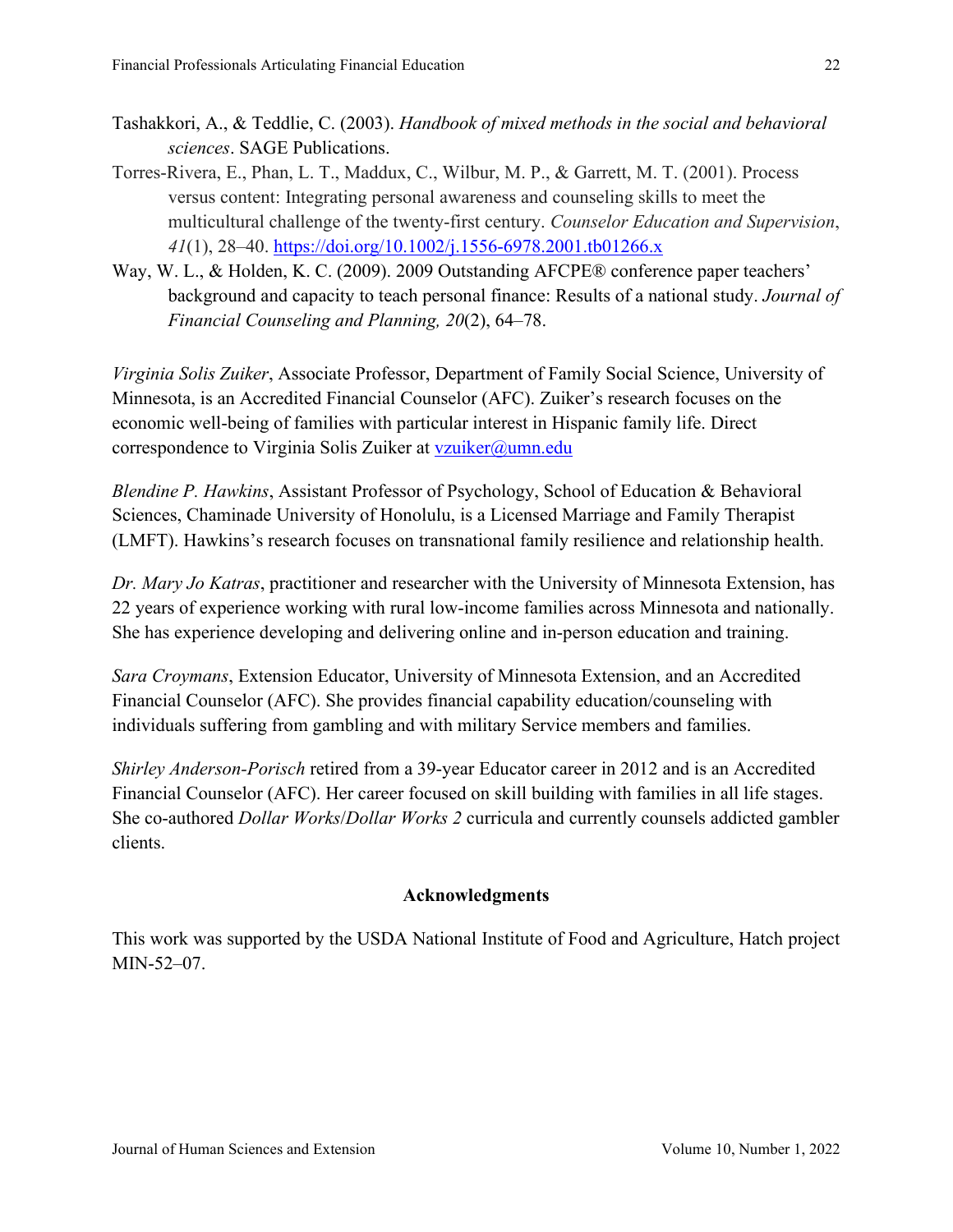Tashakkori, A., & Teddlie, C. (2003). *Handbook of mixed methods in the social and behavioral sciences*. SAGE Publications.

Torres-Rivera, E., Phan, L. T., Maddux, C., Wilbur, M. P., & Garrett, M. T. (2001). Process versus content: Integrating personal awareness and counseling skills to meet the multicultural challenge of the twenty-first century. *Counselor Education and Supervision*, *41*(1), 28–40. https://doi.org/10.1002/j.1556-6978.2001.tb01266.x

Way, W. L., & Holden, K. C. (2009). 2009 Outstanding AFCPE® conference paper teachers' background and capacity to teach personal finance: Results of a national study. *Journal of Financial Counseling and Planning, 20*(2), 64–78.

*Virginia Solis Zuiker*, Associate Professor, Department of Family Social Science, University of Minnesota, is an Accredited Financial Counselor (AFC). Zuiker's research focuses on the economic well-being of families with particular interest in Hispanic family life. Direct correspondence to Virginia Solis Zuiker at vzuiker@umn.edu

*Blendine P. Hawkins*, Assistant Professor of Psychology, School of Education & Behavioral Sciences, Chaminade University of Honolulu, is a Licensed Marriage and Family Therapist (LMFT). Hawkins's research focuses on transnational family resilience and relationship health.

*Dr. Mary Jo Katras*, practitioner and researcher with the University of Minnesota Extension, has 22 years of experience working with rural low-income families across Minnesota and nationally. She has experience developing and delivering online and in-person education and training.

*Sara Croymans*, Extension Educator, University of Minnesota Extension, and an Accredited Financial Counselor (AFC). She provides financial capability education/counseling with individuals suffering from gambling and with military Service members and families.

*Shirley Anderson-Porisch* retired from a 39-year Educator career in 2012 and is an Accredited Financial Counselor (AFC). Her career focused on skill building with families in all life stages. She co-authored *Dollar Works*/*Dollar Works 2* curricula and currently counsels addicted gambler clients.

## Acknowledgments

This work was supported by the USDA National Institute of Food and Agriculture, Hatch project MIN-52–07.